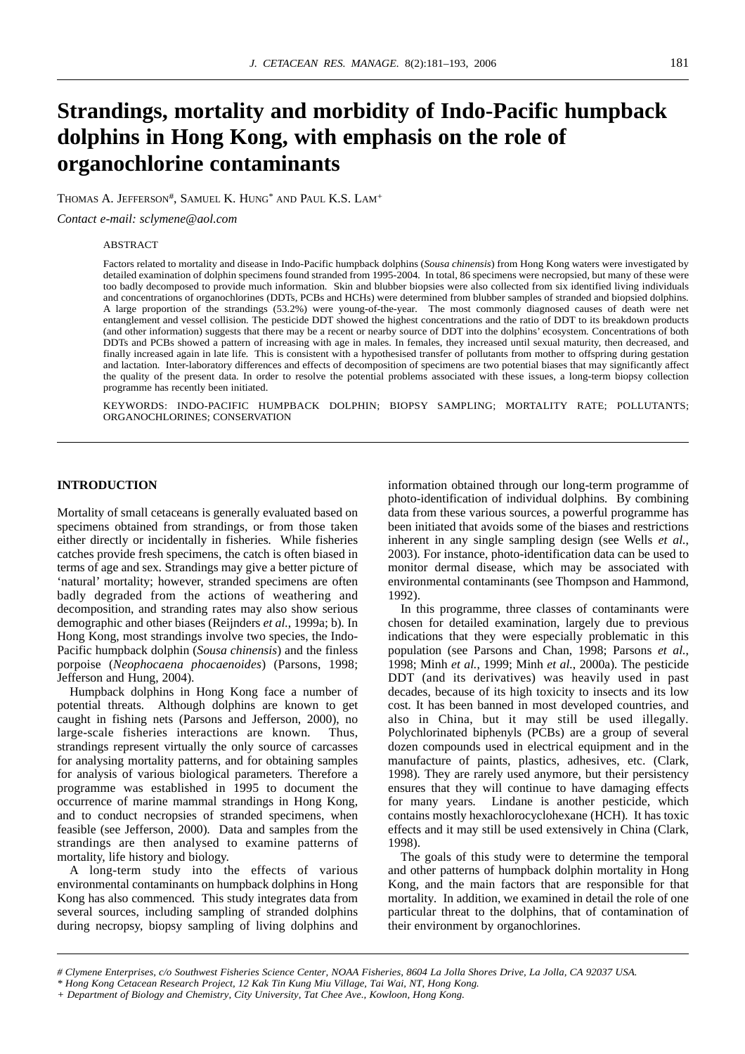# Strandings, mortality and morbidity of Indo-Pacific humpback dolphins in Hong Kong, with emphasis on the role of organochlorine contaminants

THOMAS A. JEFFERSON[#], SAMUEL K. HUNG[*] AND PAUL K.S. LAM[+]

*Contact e-mail: sclymene@aol.com*

ABSTRACT

Factors related to mortality and disease in Indo-Pacific humpback dolphins (*Sousa chinensis*) from Hong Kong waters were investigated by detailed examination of dolphin specimens found stranded from 1995-2004. In total, 86 specimens were necropsied, but many of these were too badly decomposed to provide much information. Skin and blubber biopsies were also collected from six identified living individuals and concentrations of organochlorines (DDTs, PCBs and HCHs) were determined from blubber samples of stranded and biopsied dolphins. A large proportion of the strandings (53.2%) were young-of-the-year. The most commonly diagnosed causes of death were net entanglement and vessel collision. The pesticide DDT showed the highest concentrations and the ratio of DDT to its breakdown products (and other information) suggests that there may be a recent or nearby source of DDT into the dolphins' ecosystem. Concentrations of both DDTs and PCBs showed a pattern of increasing with age in males. In females, they increased until sexual maturity, then decreased, and finally increased again in late life. This is consistent with a hypothesised transfer of pollutants from mother to offspring during gestation and lactation. Inter-laboratory differences and effects of decomposition of specimens are two potential biases that may significantly affect the quality of the present data. In order to resolve the potential problems associated with these issues, a long-term biopsy collection programme has recently been initiated.

KEYWORDS: INDO-PACIFIC HUMPBACK DOLPHIN; BIOPSY SAMPLING; MORTALITY RATE; POLLUTANTS; ORGANOCHLORINES; CONSERVATION

## INTRODUCTION

Mortality of small cetaceans is generally evaluated based on specimens obtained from strandings, or from those taken either directly or incidentally in fisheries. While fisheries catches provide fresh specimens, the catch is often biased in terms of age and sex. Strandings may give a better picture of 'natural' mortality; however, stranded specimens are often badly degraded from the actions of weathering and decomposition, and stranding rates may also show serious demographic and other biases (Reijnders *et al.*, 1999a; b). In Hong Kong, most strandings involve two species, the Indo-Pacific humpback dolphin (*Sousa chinensis*) and the finless porpoise (*Neophocaena phocaenoides*) (Parsons, 1998; Jefferson and Hung, 2004).

Humpback dolphins in Hong Kong face a number of potential threats. Although dolphins are known to get caught in fishing nets (Parsons and Jefferson, 2000), no large-scale fisheries interactions are known. Thus, strandings represent virtually the only source of carcasses for analysing mortality patterns, and for obtaining samples for analysis of various biological parameters. Therefore a programme was established in 1995 to document the occurrence of marine mammal strandings in Hong Kong, and to conduct necropsies of stranded specimens, when feasible (see Jefferson, 2000). Data and samples from the strandings are then analysed to examine patterns of mortality, life history and biology.

A long-term study into the effects of various environmental contaminants on humpback dolphins in Hong Kong has also commenced. This study integrates data from several sources, including sampling of stranded dolphins during necropsy, biopsy sampling of living dolphins and information obtained through our long-term programme of photo-identification of individual dolphins. By combining data from these various sources, a powerful programme has been initiated that avoids some of the biases and restrictions inherent in any single sampling design (see Wells *et al.*, 2003). For instance, photo-identification data can be used to monitor dermal disease, which may be associated with environmental contaminants (see Thompson and Hammond, 1992).

In this programme, three classes of contaminants were chosen for detailed examination, largely due to previous indications that they were especially problematic in this population (see Parsons and Chan, 1998; Parsons *et al.*, 1998; Minh *et al.*, 1999; Minh *et al.*, 2000a). The pesticide DDT (and its derivatives) was heavily used in past decades, because of its high toxicity to insects and its low cost. It has been banned in most developed countries, and also in China, but it may still be used illegally. Polychlorinated biphenyls (PCBs) are a group of several dozen compounds used in electrical equipment and in the manufacture of paints, plastics, adhesives, etc. (Clark, 1998). They are rarely used anymore, but their persistency ensures that they will continue to have damaging effects for many years. Lindane is another pesticide, which contains mostly hexachlorocyclohexane (HCH). It has toxic effects and it may still be used extensively in China (Clark, 1998).

The goals of this study were to determine the temporal and other patterns of humpback dolphin mortality in Hong Kong, and the main factors that are responsible for that mortality. In addition, we examined in detail the role of one particular threat to the dolphins, that of contamination of their environment by organochlorines.

*# Clymene Enterprises, c/o Southwest Fisheries Science Center, NOAA Fisheries, 8604 La Jolla Shores Drive, La Jolla, CA 92037 USA.*

*\* Hong Kong Cetacean Research Project, 12 Kak Tin Kung Miu Village, Tai Wai, NT, Hong Kong.*

*+ Department of Biology and Chemistry, City University, Tat Chee Ave., Kowloon, Hong Kong.*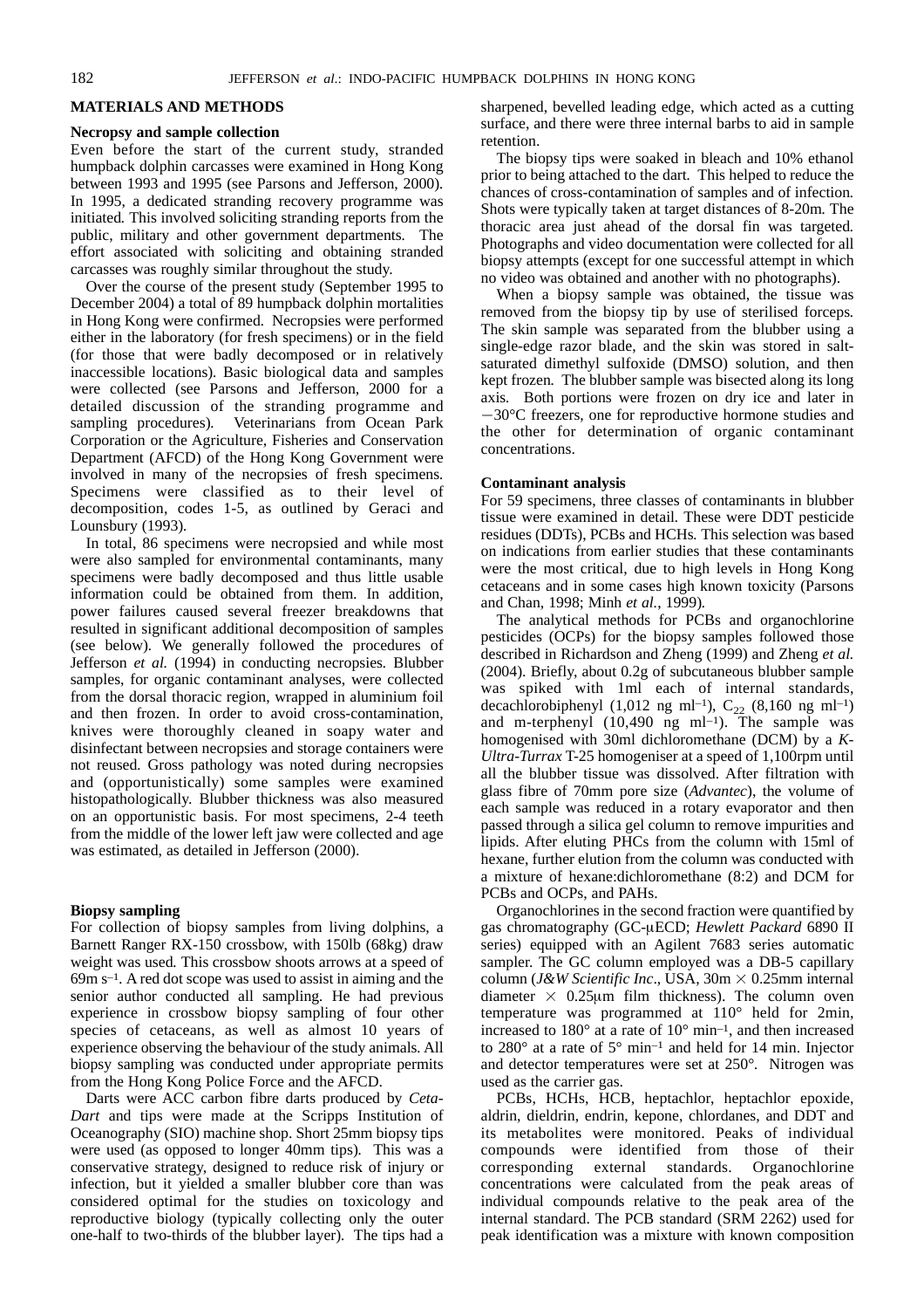## MATERIALS AND METHODS

### Necropsy and sample collection

Even before the start of the current study, stranded humpback dolphin carcasses were examined in Hong Kong between 1993 and 1995 (see Parsons and Jefferson, 2000). In 1995, a dedicated stranding recovery programme was initiated. This involved soliciting stranding reports from the public, military and other government departments. The effort associated with soliciting and obtaining stranded carcasses was roughly similar throughout the study.

Over the course of the present study (September 1995 to December 2004) a total of 89 humpback dolphin mortalities in Hong Kong were confirmed. Necropsies were performed either in the laboratory (for fresh specimens) or in the field (for those that were badly decomposed or in relatively inaccessible locations). Basic biological data and samples were collected (see Parsons and Jefferson, 2000 for a detailed discussion of the stranding programme and sampling procedures). Veterinarians from Ocean Park Corporation or the Agriculture, Fisheries and Conservation Department (AFCD) of the Hong Kong Government were involved in many of the necropsies of fresh specimens. Specimens were classified as to their level of decomposition, codes 1-5, as outlined by Geraci and Lounsbury (1993).

In total, 86 specimens were necropsied and while most were also sampled for environmental contaminants, many specimens were badly decomposed and thus little usable information could be obtained from them. In addition, power failures caused several freezer breakdowns that resulted in significant additional decomposition of samples (see below). We generally followed the procedures of Jefferson *et al.* (1994) in conducting necropsies. Blubber samples, for organic contaminant analyses, were collected from the dorsal thoracic region, wrapped in aluminium foil and then frozen. In order to avoid cross-contamination, knives were thoroughly cleaned in soapy water and disinfectant between necropsies and storage containers were not reused. Gross pathology was noted during necropsies and (opportunistically) some samples were examined histopathologically. Blubber thickness was also measured on an opportunistic basis. For most specimens, 2-4 teeth from the middle of the lower left jaw were collected and age was estimated, as detailed in Jefferson (2000).

### Biopsy sampling

For collection of biopsy samples from living dolphins, a Barnett Ranger RX-150 crossbow, with 150lb (68kg) draw weight was used. This crossbow shoots arrows at a speed of 69m $s^{-1}$. A red dot scope was used to assist in aiming and the senior author conducted all sampling. He had previous experience in crossbow biopsy sampling of four other species of cetaceans, as well as almost 10 years of experience observing the behaviour of the study animals. All biopsy sampling was conducted under appropriate permits from the Hong Kong Police Force and the AFCD.

Darts were ACC carbon fibre darts produced by *Ceta-Dart* and tips were made at the Scripps Institution of Oceanography (SIO) machine shop. Short 25mm biopsy tips were used (as opposed to longer 40mm tips). This was a conservative strategy, designed to reduce risk of injury or infection, but it yielded a smaller blubber core than was considered optimal for the studies on toxicology and reproductive biology (typically collecting only the outer one-half to two-thirds of the blubber layer). The tips had a sharpened, bevelled leading edge, which acted as a cutting surface, and there were three internal barbs to aid in sample retention.

The biopsy tips were soaked in bleach and 10% ethanol prior to being attached to the dart. This helped to reduce the chances of cross-contamination of samples and of infection. Shots were typically taken at target distances of 8-20m. The thoracic area just ahead of the dorsal fin was targeted. Photographs and video documentation were collected for all biopsy attempts (except for one successful attempt in which no video was obtained and another with no photographs).

When a biopsy sample was obtained, the tissue was removed from the biopsy tip by use of sterilised forceps. The skin sample was separated from the blubber using a single-edge razor blade, and the skin was stored in salt-saturated dimethyl sulfoxide (DMSO) solution, and then kept frozen. The blubber sample was bisected along its long axis. Both portions were frozen on dry ice and later in −30°C freezers, one for reproductive hormone studies and the other for determination of organic contaminant concentrations.

### Contaminant analysis

For 59 specimens, three classes of contaminants in blubber tissue were examined in detail. These were DDT pesticide residues (DDTs), PCBs and HCHs. This selection was based on indications from earlier studies that these contaminants were the most critical, due to high levels in Hong Kong cetaceans and in some cases high known toxicity (Parsons and Chan, 1998; Minh *et al.*, 1999).

The analytical methods for PCBs and organochlorine pesticides (OCPs) for the biopsy samples followed those described in Richardson and Zheng (1999) and Zheng *et al.* (2004). Briefly, about 0.2g of subcutaneous blubber sample was spiked with 1ml each of internal standards, decachlorobiphenyl (1,012 ng $ml^{-1}$), $C_{22}$ (8,160 ng $ml^{-1}$) and m-terphenyl (10,490 ng $ml^{-1}$). The sample was homogenised with 30ml dichloromethane (DCM) by a *K-Ultra-Turrax* T-25 homogeniser at a speed of 1,100rpm until all the blubber tissue was dissolved. After filtration with glass fibre of 70mm pore size (*Advantec*), the volume of each sample was reduced in a rotary evaporator and then passed through a silica gel column to remove impurities and lipids. After eluting PHCs from the column with 15ml of hexane, further elution from the column was conducted with a mixture of hexane:dichloromethane (8:2) and DCM for PCBs and OCPs, and PAHs.

Organochlorines in the second fraction were quantified by gas chromatography (GC-μECD; *Hewlett Packard* 6890 II series) equipped with an Agilent 7683 series automatic sampler. The GC column employed was a DB-5 capillary column (*J&W Scientific Inc*., USA, 30m × 0.25mm internal diameter × 0.25μm film thickness). The column oven temperature was programmed at 110° held for 2min, increased to 180° at a rate of 10° $min^{-1}$, and then increased to 280° at a rate of 5° $min^{-1}$ and held for 14 min. Injector and detector temperatures were set at 250°. Nitrogen was used as the carrier gas.

PCBs, HCHs, HCB, heptachlor, heptachlor epoxide, aldrin, dieldrin, endrin, kepone, chlordanes, and DDT and its metabolites were monitored. Peaks of individual compounds were identified from those of their corresponding external standards. Organochlorine concentrations were calculated from the peak areas of individual compounds relative to the peak area of the internal standard. The PCB standard (SRM 2262) used for peak identification was a mixture with known composition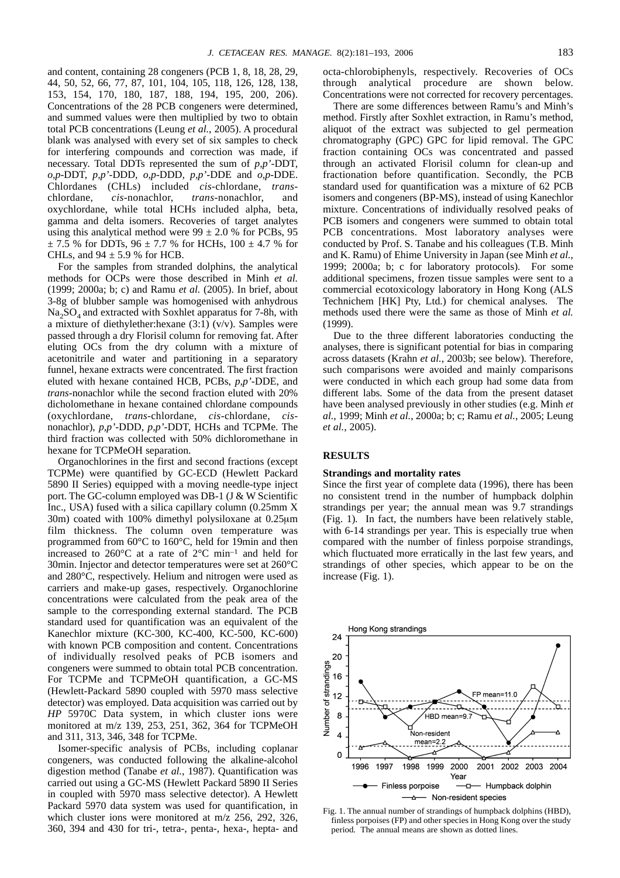and content, containing 28 congeners (PCB 1, 8, 18, 28, 29, 44, 50, 52, 66, 77, 87, 101, 104, 105, 118, 126, 128, 138, 153, 154, 170, 180, 187, 188, 194, 195, 200, 206). Concentrations of the 28 PCB congeners were determined, and summed values were then multiplied by two to obtain total PCB concentrations (Leung *et al.*, 2005). A procedural blank was analysed with every set of six samples to check for interfering compounds and correction was made, if necessary. Total DDTs represented the sum of *p,p'*-DDT, *o,p*-DDT, *p,p'*-DDD, *o,p*-DDD, *p,p'*-DDE and *o,p*-DDE. Chlordanes (CHLs) included *cis*-chlordane, *trans*-chlordane, *cis*-nonachlor, *trans*-nonachlor, and oxychlordane, while total HCHs included alpha, beta, gamma and delta isomers. Recoveries of target analytes using this analytical method were 99 ± 2.0 % for PCBs, 95 ± 7.5 % for DDTs, 96 ± 7.7 % for HCHs, 100 ± 4.7 % for CHLs, and 94 ± 5.9 % for HCB.

For the samples from stranded dolphins, the analytical methods for OCPs were those described in Minh *et al.* (1999; 2000a; b; c) and Ramu *et al.* (2005). In brief, about 3-8g of blubber sample was homogenised with anhydrous $Na_2SO_4$ and extracted with Soxhlet apparatus for 7-8h, with a mixture of diethylether:hexane (3:1) (v/v). Samples were passed through a dry Florisil column for removing fat. After eluting OCs from the dry column with a mixture of acetonitrile and water and partitioning in a separatory funnel, hexane extracts were concentrated. The first fraction eluted with hexane contained HCB, PCBs, *p,p'*-DDE, and *trans*-nonachlor while the second fraction eluted with 20% dicholomethane in hexane contained chlordane compounds (oxychlordane, *trans*-chlordane, *cis*-chlordane, *cis*-nonachlor), *p,p'*-DDD, *p,p'*-DDT, HCHs and TCPMe. The third fraction was collected with 50% dichloromethane in hexane for TCPMeOH separation.

Organochlorines in the first and second fractions (except TCPMe) were quantified by GC-ECD (Hewlett Packard 5890 II Series) equipped with a moving needle-type inject port. The GC-column employed was DB-1 (J & W Scientific Inc., USA) fused with a silica capillary column (0.25mm X 30m) coated with 100% dimethyl polysiloxane at 0.25μm film thickness. The column oven temperature was programmed from 60°C to 160°C, held for 19min and then increased to 260°C at a rate of 2°C $min^{-1}$ and held for 30min. Injector and detector temperatures were set at 260°C and 280°C, respectively. Helium and nitrogen were used as carriers and make-up gases, respectively. Organochlorine concentrations were calculated from the peak area of the sample to the corresponding external standard. The PCB standard used for quantification was an equivalent of the Kanechlor mixture (KC-300, KC-400, KC-500, KC-600) with known PCB composition and content. Concentrations of individually resolved peaks of PCB isomers and congeners were summed to obtain total PCB concentration. For TCPMe and TCPMeOH quantification, a GC-MS (Hewlett-Packard 5890 coupled with 5970 mass selective detector) was employed. Data acquisition was carried out by *HP* 5970C Data system, in which cluster ions were monitored at m/z 139, 253, 251, 362, 364 for TCPMeOH and 311, 313, 346, 348 for TCPMe.

Isomer-specific analysis of PCBs, including coplanar congeners, was conducted following the alkaline-alcohol digestion method (Tanabe *et al.*, 1987). Quantification was carried out using a GC-MS (Hewlett Packard 5890 II Series in coupled with 5970 mass selective detector). A Hewlett Packard 5970 data system was used for quantification, in which cluster ions were monitored at m/z 256, 292, 326, 360, 394 and 430 for tri-, tetra-, penta-, hexa-, hepta- and octa-chlorobiphenyls, respectively. Recoveries of OCs through analytical procedure are shown below. Concentrations were not corrected for recovery percentages.

There are some differences between Ramu's and Minh's method. Firstly after Soxhlet extraction, in Ramu's method, aliquot of the extract was subjected to gel permeation chromatography (GPC) GPC for lipid removal. The GPC fraction containing OCs was concentrated and passed through an activated Florisil column for clean-up and fractionation before quantification. Secondly, the PCB standard used for quantification was a mixture of 62 PCB isomers and congeners (BP-MS), instead of using Kanechlor mixture. Concentrations of individually resolved peaks of PCB isomers and congeners were summed to obtain total PCB concentrations. Most laboratory analyses were conducted by Prof. S. Tanabe and his colleagues (T.B. Minh and K. Ramu) of Ehime University in Japan (see Minh *et al.*, 1999; 2000a; b; c for laboratory protocols). For some additional specimens, frozen tissue samples were sent to a commercial ecotoxicology laboratory in Hong Kong (ALS Technichem [HK] Pty, Ltd.) for chemical analyses. The methods used there were the same as those of Minh *et al.* (1999).

Due to the three different laboratories conducting the analyses, there is significant potential for bias in comparing across datasets (Krahn *et al.*, 2003b; see below). Therefore, such comparisons were avoided and mainly comparisons were conducted in which each group had some data from different labs. Some of the data from the present dataset have been analysed previously in other studies (e.g. Minh *et al.*, 1999; Minh *et al.*, 2000a; b; c; Ramu *et al.*, 2005; Leung *et al.*, 2005).

## RESULTS

### Strandings and mortality rates

Since the first year of complete data (1996), there has been no consistent trend in the number of humpback dolphin strandings per year; the annual mean was 9.7 strandings (Fig. 1). In fact, the numbers have been relatively stable, with 6-14 strandings per year. This is especially true when compared with the number of finless porpoise strandings, which fluctuated more erratically in the last few years, and strandings of other species, which appear to be on the increase (Fig. 1).

Fig. 1. The annual number of strandings of humpback dolphins (HBD), finless porpoises (FP) and other species in Hong Kong over the study period. The annual means are shown as dotted lines.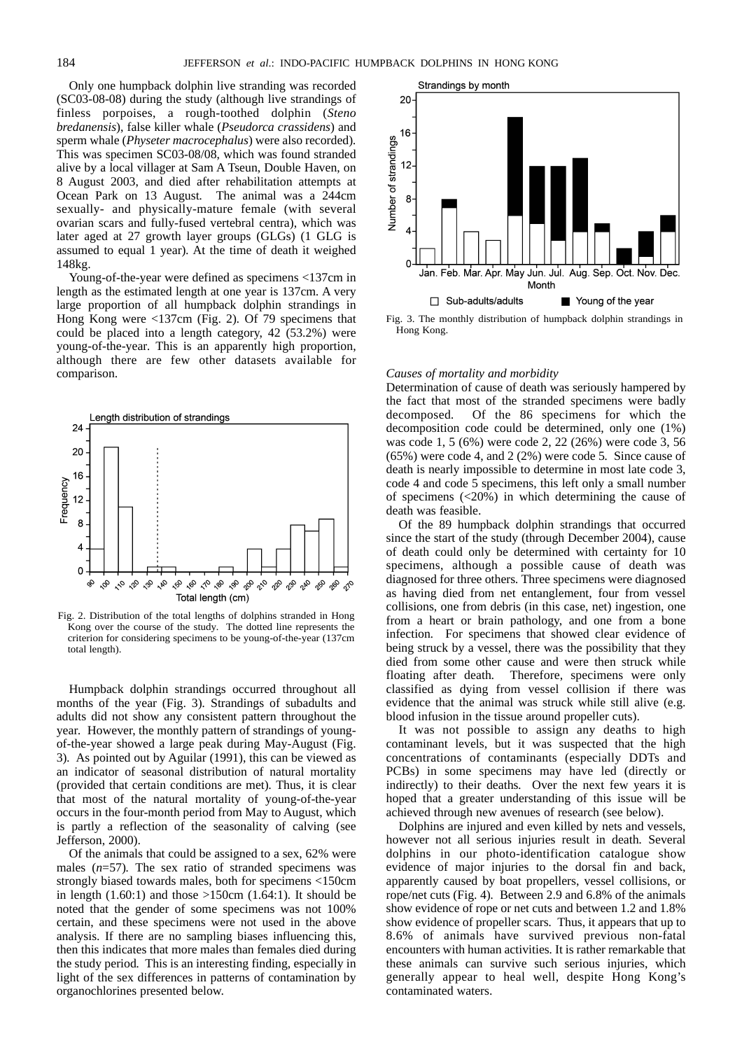Only one humpback dolphin live stranding was recorded (SC03-08-08) during the study (although live strandings of finless porpoises, a rough-toothed dolphin (*Steno bredanensis*), false killer whale (*Pseudorca crassidens*) and sperm whale (*Physeter macrocephalus*) were also recorded). This was specimen SC03-08/08, which was found stranded alive by a local villager at Sam A Tseun, Double Haven, on 8 August 2003, and died after rehabilitation attempts at Ocean Park on 13 August. The animal was a 244cm sexually- and physically-mature female (with several ovarian scars and fully-fused vertebral centra), which was later aged at 27 growth layer groups (GLGs) (1 GLG is assumed to equal 1 year). At the time of death it weighed 148kg.

Young-of-the-year were defined as specimens <137cm in length as the estimated length at one year is 137cm. A very large proportion of all humpback dolphin strandings in Hong Kong were <137cm (Fig. 2). Of 79 specimens that could be placed into a length category, 42 (53.2%) were young-of-the-year. This is an apparently high proportion, although there are few other datasets available for comparison.

Fig. 2. Distribution of the total lengths of dolphins stranded in Hong Kong over the course of the study. The dotted line represents the criterion for considering specimens to be young-of-the-year (137cm total length).

Humpback dolphin strandings occurred throughout all months of the year (Fig. 3). Strandings of subadults and adults did not show any consistent pattern throughout the year. However, the monthly pattern of strandings of young-of-the-year showed a large peak during May-August (Fig. 3). As pointed out by Aguilar (1991), this can be viewed as an indicator of seasonal distribution of natural mortality (provided that certain conditions are met). Thus, it is clear that most of the natural mortality of young-of-the-year occurs in the four-month period from May to August, which is partly a reflection of the seasonality of calving (see Jefferson, 2000).

Of the animals that could be assigned to a sex, 62% were males ($n$=57). The sex ratio of stranded specimens was strongly biased towards males, both for specimens <150cm in length (1.60:1) and those >150cm (1.64:1). It should be noted that the gender of some specimens was not 100% certain, and these specimens were not used in the above analysis. If there are no sampling biases influencing this, then this indicates that more males than females died during the study period. This is an interesting finding, especially in light of the sex differences in patterns of contamination by organochlorines presented below.

Fig. 3. The monthly distribution of humpback dolphin strandings in Hong Kong.

*Causes of mortality and morbidity*

Determination of cause of death was seriously hampered by the fact that most of the stranded specimens were badly decomposed. Of the 86 specimens for which the decomposition code could be determined, only one (1%) was code 1, 5 (6%) were code 2, 22 (26%) were code 3, 56 (65%) were code 4, and 2 (2%) were code 5. Since cause of death is nearly impossible to determine in most late code 3, code 4 and code 5 specimens, this left only a small number of specimens (<20%) in which determining the cause of death was feasible.

Of the 89 humpback dolphin strandings that occurred since the start of the study (through December 2004), cause of death could only be determined with certainty for 10 specimens, although a possible cause of death was diagnosed for three others. Three specimens were diagnosed as having died from net entanglement, four from vessel collisions, one from debris (in this case, net) ingestion, one from a heart or brain pathology, and one from a bone infection. For specimens that showed clear evidence of being struck by a vessel, there was the possibility that they died from some other cause and were then struck while floating after death. Therefore, specimens were only classified as dying from vessel collision if there was evidence that the animal was struck while still alive (e.g. blood infusion in the tissue around propeller cuts).

It was not possible to assign any deaths to high contaminant levels, but it was suspected that the high concentrations of contaminants (especially DDTs and PCBs) in some specimens may have led (directly or indirectly) to their deaths. Over the next few years it is hoped that a greater understanding of this issue will be achieved through new avenues of research (see below).

Dolphins are injured and even killed by nets and vessels, however not all serious injuries result in death. Several dolphins in our photo-identification catalogue show evidence of major injuries to the dorsal fin and back, apparently caused by boat propellers, vessel collisions, or rope/net cuts (Fig. 4). Between 2.9 and 6.8% of the animals show evidence of rope or net cuts and between 1.2 and 1.8% show evidence of propeller scars. Thus, it appears that up to 8.6% of animals have survived previous non-fatal encounters with human activities. It is rather remarkable that these animals can survive such serious injuries, which generally appear to heal well, despite Hong Kong's contaminated waters.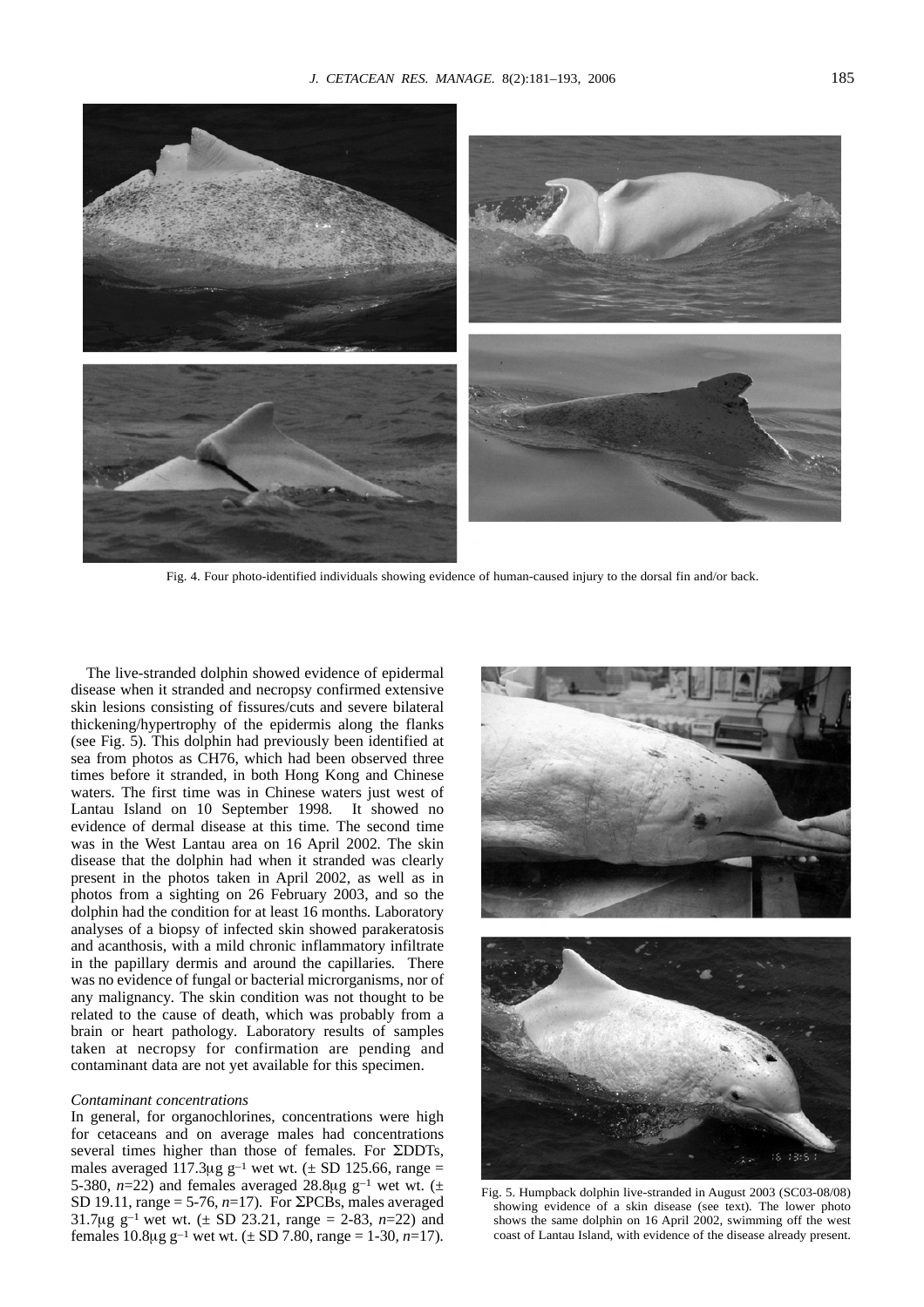Fig. 4. Four photo-identified individuals showing evidence of human-caused injury to the dorsal fin and/or back.

The live-stranded dolphin showed evidence of epidermal disease when it stranded and necropsy confirmed extensive skin lesions consisting of fissures/cuts and severe bilateral thickening/hypertrophy of the epidermis along the flanks (see Fig. 5). This dolphin had previously been identified at sea from photos as CH76, which had been observed three times before it stranded, in both Hong Kong and Chinese waters. The first time was in Chinese waters just west of Lantau Island on 10 September 1998. It showed no evidence of dermal disease at this time. The second time was in the West Lantau area on 16 April 2002. The skin disease that the dolphin had when it stranded was clearly present in the photos taken in April 2002, as well as in photos from a sighting on 26 February 2003, and so the dolphin had the condition for at least 16 months. Laboratory analyses of a biopsy of infected skin showed parakeratosis and acanthosis, with a mild chronic inflammatory infiltrate in the papillary dermis and around the capillaries. There was no evidence of fungal or bacterial microrganisms, nor of any malignancy. The skin condition was not thought to be related to the cause of death, which was probably from a brain or heart pathology. Laboratory results of samples taken at necropsy for confirmation are pending and contaminant data are not yet available for this specimen.

*Contaminant concentrations*

In general, for organochlorines, concentrations were high for cetaceans and on average males had concentrations several times higher than those of females. For ΣDDTs, males averaged 117.3μg $g^{-1}$ wet wt. (± SD 125.66, range = 5-380, *n*=22) and females averaged 28.8μg $g^{-1}$ wet wt. (± SD 19.11, range = 5-76, *n*=17). For ΣPCBs, males averaged 31.7μg $g^{-1}$ wet wt. (± SD 23.21, range = 2-83, *n*=22) and females 10.8μg $g^{-1}$ wet wt. (± SD 7.80, range = 1-30, *n*=17).

Fig. 5. Humpback dolphin live-stranded in August 2003 (SC03-08/08) showing evidence of a skin disease (see text). The lower photo shows the same dolphin on 16 April 2002, swimming off the west coast of Lantau Island, with evidence of the disease already present.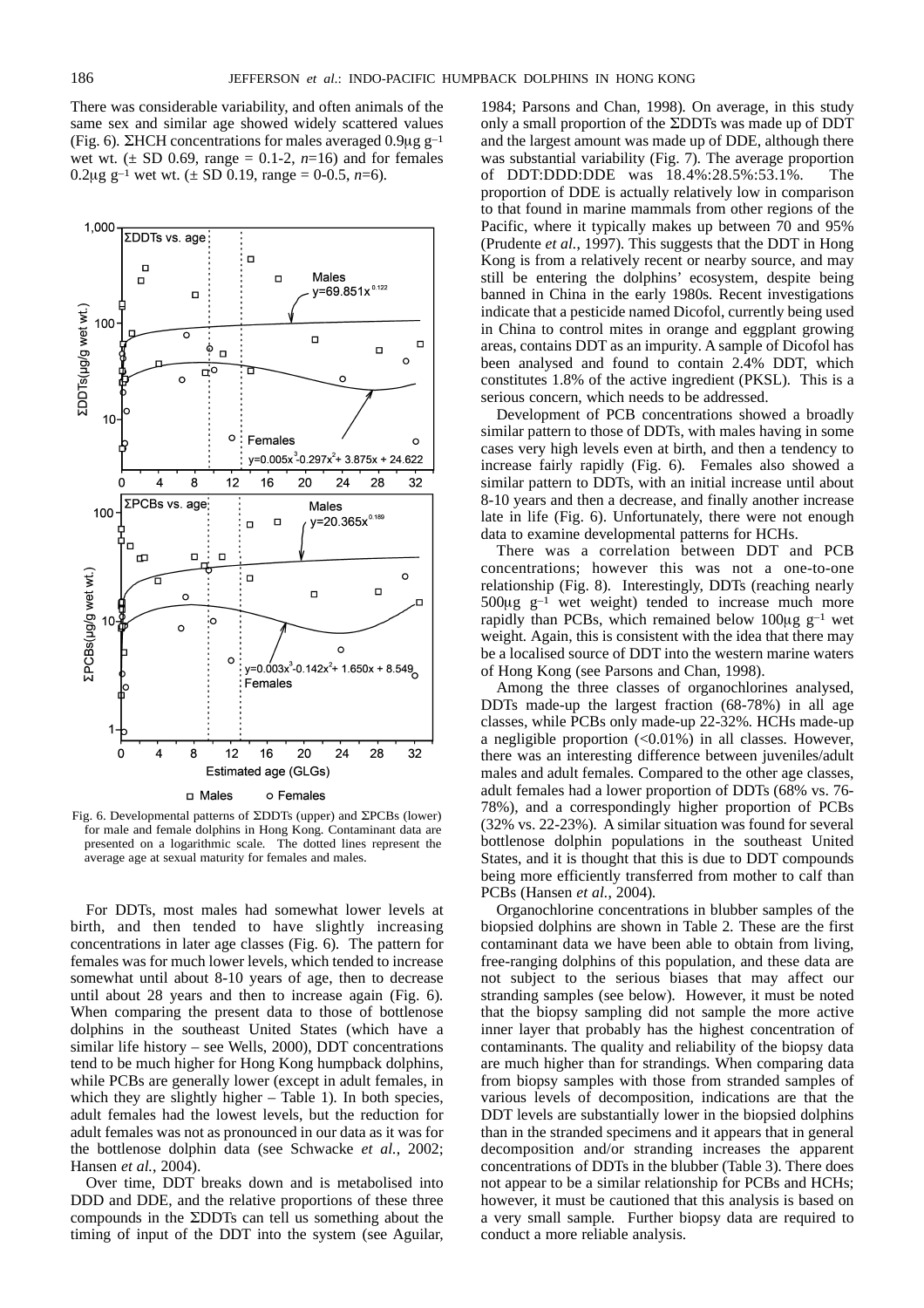There was considerable variability, and often animals of the same sex and similar age showed widely scattered values (Fig. 6). ΣHCH concentrations for males averaged 0.9μg $g^{-1}$ wet wt. (± SD 0.69, range = 0.1-2, *n*=16) and for females 0.2μg $g^{-1}$ wet wt. (± SD 0.19, range = 0-0.5, *n*=6).

Fig. 6. Developmental patterns of ΣDDTs (upper) and ΣPCBs (lower) for male and female dolphins in Hong Kong. Contaminant data are presented on a logarithmic scale. The dotted lines represent the average age at sexual maturity for females and males.

For DDTs, most males had somewhat lower levels at birth, and then tended to have slightly increasing concentrations in later age classes (Fig. 6). The pattern for females was for much lower levels, which tended to increase somewhat until about 8-10 years of age, then to decrease until about 28 years and then to increase again (Fig. 6). When comparing the present data to those of bottlenose dolphins in the southeast United States (which have a similar life history – see Wells, 2000), DDT concentrations tend to be much higher for Hong Kong humpback dolphins, while PCBs are generally lower (except in adult females, in which they are slightly higher – Table 1). In both species, adult females had the lowest levels, but the reduction for adult females was not as pronounced in our data as it was for the bottlenose dolphin data (see Schwacke *et al.*, 2002; Hansen *et al.*, 2004).

Over time, DDT breaks down and is metabolised into DDD and DDE, and the relative proportions of these three compounds in the ΣDDTs can tell us something about the timing of input of the DDT into the system (see Aguilar, 1984; Parsons and Chan, 1998). On average, in this study only a small proportion of the ΣDDTs was made up of DDT and the largest amount was made up of DDE, although there was substantial variability (Fig. 7). The average proportion of DDT:DDD:DDE was 18.4%:28.5%:53.1%. The proportion of DDE is actually relatively low in comparison to that found in marine mammals from other regions of the Pacific, where it typically makes up between 70 and 95% (Prudente *et al.*, 1997). This suggests that the DDT in Hong Kong is from a relatively recent or nearby source, and may still be entering the dolphins' ecosystem, despite being banned in China in the early 1980s. Recent investigations indicate that a pesticide named Dicofol, currently being used in China to control mites in orange and eggplant growing areas, contains DDT as an impurity. A sample of Dicofol has been analysed and found to contain 2.4% DDT, which constitutes 1.8% of the active ingredient (PKSL). This is a serious concern, which needs to be addressed.

Development of PCB concentrations showed a broadly similar pattern to those of DDTs, with males having in some cases very high levels even at birth, and then a tendency to increase fairly rapidly (Fig. 6). Females also showed a similar pattern to DDTs, with an initial increase until about 8-10 years and then a decrease, and finally another increase late in life (Fig. 6). Unfortunately, there were not enough data to examine developmental patterns for HCHs.

There was a correlation between DDT and PCB concentrations; however this was not a one-to-one relationship (Fig. 8). Interestingly, DDTs (reaching nearly 500μg $g^{-1}$ wet weight) tended to increase much more rapidly than PCBs, which remained below 100μg $g^{-1}$ wet weight. Again, this is consistent with the idea that there may be a localised source of DDT into the western marine waters of Hong Kong (see Parsons and Chan, 1998).

Among the three classes of organochlorines analysed, DDTs made-up the largest fraction (68-78%) in all age classes, while PCBs only made-up 22-32%. HCHs made-up a negligible proportion (<0.01%) in all classes. However, there was an interesting difference between juveniles/adult males and adult females. Compared to the other age classes, adult females had a lower proportion of DDTs (68% vs. 76-78%), and a correspondingly higher proportion of PCBs (32% vs. 22-23%). A similar situation was found for several bottlenose dolphin populations in the southeast United States, and it is thought that this is due to DDT compounds being more efficiently transferred from mother to calf than PCBs (Hansen *et al.*, 2004).

Organochlorine concentrations in blubber samples of the biopsied dolphins are shown in Table 2. These are the first contaminant data we have been able to obtain from living, free-ranging dolphins of this population, and these data are not subject to the serious biases that may affect our stranding samples (see below). However, it must be noted that the biopsy sampling did not sample the more active inner layer that probably has the highest concentration of contaminants. The quality and reliability of the biopsy data are much higher than for strandings. When comparing data from biopsy samples with those from stranded samples of various levels of decomposition, indications are that the DDT levels are substantially lower in the biopsied dolphins than in the stranded specimens and it appears that in general decomposition and/or stranding increases the apparent concentrations of DDTs in the blubber (Table 3). There does not appear to be a similar relationship for PCBs and HCHs; however, it must be cautioned that this analysis is based on a very small sample. Further biopsy data are required to conduct a more reliable analysis.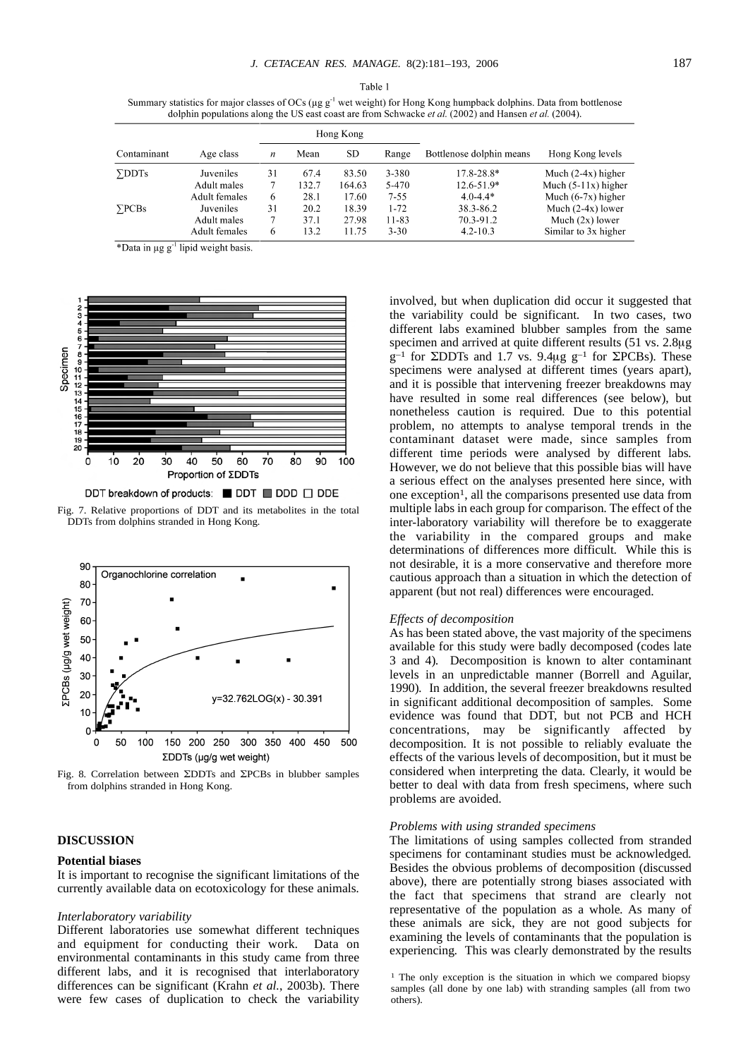Table 1

Summary statistics for major classes of OCs (μg $g^{-1}$ wet weight) for Hong Kong humpback dolphins. Data from bottlenose dolphin populations along the US east coast are from Schwacke *et al.* (2002) and Hansen *et al.* (2004).

| Contaminant | Age class | Hong Kong | | | | Bottlenose dolphin means | Hong Kong levels |
|---|---|---|---|---|---|---|---|
| | | *n* | Mean | SD | Range | | |
| ∑DDTs | Juveniles | 31 | 67.4 | 83.50 | 3-380 | 17.8-28.8* | Much (2-4x) higher |
| | Adult males | 7 | 132.7 | 164.63 | 5-470 | 12.6-51.9* | Much (5-11x) higher |
| | Adult females | 6 | 28.1 | 17.60 | 7-55 | 4.0-4.4* | Much (6-7x) higher |
| ∑PCBs | Juveniles | 31 | 20.2 | 18.39 | 1-72 | 38.3-86.2 | Much (2-4x) lower |
| | Adult males | 7 | 37.1 | 27.98 | 11-83 | 70.3-91.2 | Much (2x) lower |
| | Adult females | 6 | 13.2 | 11.75 | 3-30 | 4.2-10.3 | Similar to 3x higher |

*Data in μg $g^{-1}$ lipid weight basis.

Fig. 7. Relative proportions of DDT and its metabolites in the total DDTs from dolphins stranded in Hong Kong.

Fig. 8. Correlation between ΣDDTs and ΣPCBs in blubber samples from dolphins stranded in Hong Kong.

## DISCUSSION

### Potential biases

It is important to recognise the significant limitations of the currently available data on ecotoxicology for these animals.

*Interlaboratory variability*

Different laboratories use somewhat different techniques and equipment for conducting their work. Data on environmental contaminants in this study came from three different labs, and it is recognised that interlaboratory differences can be significant (Krahn *et al.*, 2003b). There were few cases of duplication to check the variability involved, but when duplication did occur it suggested that the variability could be significant. In two cases, two different labs examined blubber samples from the same specimen and arrived at quite different results (51 vs. 2.8μg $g^{-1}$ for ΣDDTs and 1.7 vs. 9.4μg $g^{-1}$ for ΣPCBs). These specimens were analysed at different times (years apart), and it is possible that intervening freezer breakdowns may have resulted in some real differences (see below), but nonetheless caution is required. Due to this potential problem, no attempts to analyse temporal trends in the contaminant dataset were made, since samples from different time periods were analysed by different labs. However, we do not believe that this possible bias will have a serious effect on the analyses presented here since, with one exception[1], all the comparisons presented use data from multiple labs in each group for comparison. The effect of the inter-laboratory variability will therefore be to exaggerate the variability in the compared groups and make determinations of differences more difficult. While this is not desirable, it is a more conservative and therefore more cautious approach than a situation in which the detection of apparent (but not real) differences were encouraged.

*Effects of decomposition*

As has been stated above, the vast majority of the specimens available for this study were badly decomposed (codes late 3 and 4). Decomposition is known to alter contaminant levels in an unpredictable manner (Borrell and Aguilar, 1990). In addition, the several freezer breakdowns resulted in significant additional decomposition of samples. Some evidence was found that DDT, but not PCB and HCH concentrations, may be significantly affected by decomposition. It is not possible to reliably evaluate the effects of the various levels of decomposition, but it must be considered when interpreting the data. Clearly, it would be better to deal with data from fresh specimens, where such problems are avoided.

*Problems with using stranded specimens*

The limitations of using samples collected from stranded specimens for contaminant studies must be acknowledged. Besides the obvious problems of decomposition (discussed above), there are potentially strong biases associated with the fact that specimens that strand are clearly not representative of the population as a whole. As many of these animals are sick, they are not good subjects for examining the levels of contaminants that the population is experiencing. This was clearly demonstrated by the results

[1] The only exception is the situation in which we compared biopsy samples (all done by one lab) with stranding samples (all from two others).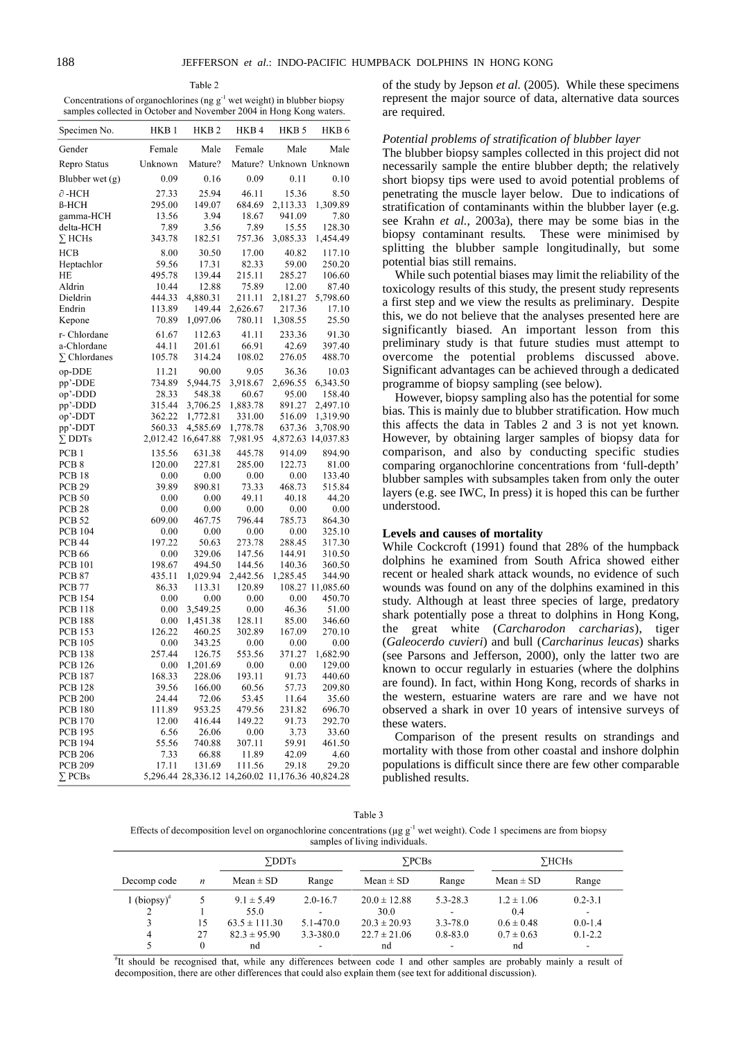Table 2

Concentrations of organochlorines (ng g$^{-1}$ wet weight) in blubber biopsy samples collected in October and November 2004 in Hong Kong waters.

| Specimen No. | HKB 1 | HKB 2 | HKB 4 | HKB 5 | HKB 6 |
|---|---|---|---|---|---|
| Gender | Female | Male | Female | Male | Male |
| Repro Status | Unknown | Mature? | Mature? | Unknown | Unknown |
| Blubber wet (g) | 0.09 | 0.16 | 0.09 | 0.11 | 0.10 |
| ∂-HCH | 27.33 | 25.94 | 46.11 | 15.36 | 8.50 |
| ß-HCH | 295.00 | 149.07 | 684.69 | 2,113.33 | 1,309.89 |
| gamma-HCH | 13.56 | 3.94 | 18.67 | 941.09 | 7.80 |
| delta-HCH | 7.89 | 3.56 | 7.89 | 15.55 | 128.30 |
| ∑ HCHs | 343.78 | 182.51 | 757.36 | 3,085.33 | 1,454.49 |
| HCB | 8.00 | 30.50 | 17.00 | 40.82 | 117.10 |
| Heptachlor | 59.56 | 17.31 | 82.33 | 59.00 | 250.20 |
| HE | 495.78 | 139.44 | 215.11 | 285.27 | 106.60 |
| Aldrin | 10.44 | 12.88 | 75.89 | 12.00 | 87.40 |
| Dieldrin | 444.33 | 4,880.31 | 211.11 | 2,181.27 | 5,798.60 |
| Endrin | 113.89 | 149.44 | 2,626.67 | 217.36 | 17.10 |
| Kepone | 70.89 | 1,097.06 | 780.11 | 1,308.55 | 25.50 |
| r- Chlordane | 61.67 | 112.63 | 41.11 | 233.36 | 91.30 |
| a-Chlordane | 44.11 | 201.61 | 66.91 | 42.69 | 397.40 |
| ∑ Chlordanes | 105.78 | 314.24 | 108.02 | 276.05 | 488.70 |
| op-DDE | 11.21 | 90.00 | 9.05 | 36.36 | 10.03 |
| pp'-DDE | 734.89 | 5,944.75 | 3,918.67 | 2,696.55 | 6,343.50 |
| op'-DDD | 28.33 | 548.38 | 60.67 | 95.00 | 158.40 |
| pp'-DDD | 315.44 | 3,706.25 | 1,883.78 | 891.27 | 2,497.10 |
| op'-DDT | 362.22 | 1,772.81 | 331.00 | 516.09 | 1,319.90 |
| pp'-DDT | 560.33 | 4,585.69 | 1,778.78 | 637.36 | 3,708.90 |
| ∑ DDTs | 2,012.42 | 16,647.88 | 7,981.95 | 4,872.63 | 14,037.83 |
| PCB 1 | 135.56 | 631.38 | 445.78 | 914.09 | 894.90 |
| PCB 8 | 120.00 | 227.81 | 285.00 | 122.73 | 81.00 |
| PCB 18 | 0.00 | 0.00 | 0.00 | 0.00 | 133.40 |
| PCB 29 | 39.89 | 890.81 | 73.33 | 468.73 | 515.84 |
| PCB 50 | 0.00 | 0.00 | 49.11 | 40.18 | 44.20 |
| PCB 28 | 0.00 | 0.00 | 0.00 | 0.00 | 0.00 |
| PCB 52 | 609.00 | 467.75 | 796.44 | 785.73 | 864.30 |
| PCB 104 | 0.00 | 0.00 | 0.00 | 0.00 | 325.10 |
| PCB 44 | 197.22 | 50.63 | 273.78 | 288.45 | 317.30 |
| PCB 66 | 0.00 | 329.06 | 147.56 | 144.91 | 310.50 |
| PCB 101 | 198.67 | 494.50 | 144.56 | 140.36 | 360.50 |
| PCB 87 | 435.11 | 1,029.94 | 2,442.56 | 1,285.45 | 344.90 |
| PCB 77 | 86.33 | 113.31 | 120.89 | 108.27 | 11,085.60 |
| PCB 154 | 0.00 | 0.00 | 0.00 | 0.00 | 450.70 |
| PCB 118 | 0.00 | 3,549.25 | 0.00 | 46.36 | 51.00 |
| PCB 188 | 0.00 | 1,451.38 | 128.11 | 85.00 | 346.60 |
| PCB 153 | 126.22 | 460.25 | 302.89 | 167.09 | 270.10 |
| PCB 105 | 0.00 | 343.25 | 0.00 | 0.00 | 0.00 |
| PCB 138 | 257.44 | 126.75 | 553.56 | 371.27 | 1,682.90 |
| PCB 126 | 0.00 | 1,201.69 | 0.00 | 0.00 | 129.00 |
| PCB 187 | 168.33 | 228.06 | 193.11 | 91.73 | 440.60 |
| PCB 128 | 39.56 | 166.00 | 60.56 | 57.73 | 209.80 |
| PCB 200 | 24.44 | 72.06 | 53.45 | 11.64 | 35.60 |
| PCB 180 | 111.89 | 953.25 | 479.56 | 231.82 | 696.70 |
| PCB 170 | 12.00 | 416.44 | 149.22 | 91.73 | 292.70 |
| PCB 195 | 6.56 | 26.06 | 0.00 | 3.73 | 33.60 |
| PCB 194 | 55.56 | 740.88 | 307.11 | 59.91 | 461.50 |
| PCB 206 | 7.33 | 66.88 | 11.89 | 42.09 | 4.60 |
| PCB 209 | 17.11 | 131.69 | 111.56 | 29.18 | 29.20 |
| ∑ PCBs | 5,296.44 | 28,336.12 | 14,260.02 | 11,176.36 | 40,824.28 |

of the study by Jepson *et al.* (2005). While these specimens represent the major source of data, alternative data sources are required.

### *Potential problems of stratification of blubber layer*

The blubber biopsy samples collected in this project did not necessarily sample the entire blubber depth; the relatively short biopsy tips were used to avoid potential problems of penetrating the muscle layer below. Due to indications of stratification of contaminants within the blubber layer (e.g. see Krahn *et al.*, 2003a), there may be some bias in the biopsy contaminant results. These were minimised by splitting the blubber sample longitudinally, but some potential bias still remains.

While such potential biases may limit the reliability of the toxicology results of this study, the present study represents a first step and we view the results as preliminary. Despite this, we do not believe that the analyses presented here are significantly biased. An important lesson from this preliminary study is that future studies must attempt to overcome the potential problems discussed above. Significant advantages can be achieved through a dedicated programme of biopsy sampling (see below).

However, biopsy sampling also has the potential for some bias. This is mainly due to blubber stratification. How much this affects the data in Tables 2 and 3 is not yet known. However, by obtaining larger samples of biopsy data for comparison, and also by conducting specific studies comparing organochlorine concentrations from 'full-depth' blubber samples with subsamples taken from only the outer layers (e.g. see IWC, In press) it is hoped this can be further understood.

## Levels and causes of mortality

While Cockcroft (1991) found that 28% of the humpback dolphins he examined from South Africa showed either recent or healed shark attack wounds, no evidence of such wounds was found on any of the dolphins examined in this study. Although at least three species of large, predatory shark potentially pose a threat to dolphins in Hong Kong, the great white (*Carcharodon carcharias*), tiger (*Galeocerdo cuvieri*) and bull (*Carcharinus leucas*) sharks (see Parsons and Jefferson, 2000), only the latter two are known to occur regularly in estuaries (where the dolphins are found). In fact, within Hong Kong, records of sharks in the western, estuarine waters are rare and we have not observed a shark in over 10 years of intensive surveys of these waters.

Comparison of the present results on strandings and mortality with those from other coastal and inshore dolphin populations is difficult since there are few other comparable published results.

Table 3

Effects of decomposition level on organochlorine concentrations (μg g$^{-1}$ wet weight). Code 1 specimens are from biopsy samples of living individuals.

| | | ∑DDTs | | ∑PCBs | | ∑HCHs | |
|---|---|---|---|---|---|---|---|
| Decomp code | *n* | Mean ± SD | Range | Mean ± SD | Range | Mean ± SD | Range |
| 1 (biopsy)[#] | 5 | 9.1 ± 5.49 | 2.0-16.7 | 20.0 ± 12.88 | 5.3-28.3 | 1.2 ± 1.06 | 0.2-3.1 |
| 2 | 1 | 55.0 | - | 30.0 | - | 0.4 | - |
| 3 | 15 | 63.5 ± 111.30 | 5.1-470.0 | 20.3 ± 20.93 | 3.3-78.0 | 0.6 ± 0.48 | 0.0-1.4 |
| 4 | 27 | 82.3 ± 95.90 | 3.3-380.0 | 22.7 ± 21.06 | 0.8-83.0 | 0.7 ± 0.63 | 0.1-2.2 |
| 5 | 0 | nd | - | nd | - | nd | - |

[#]It should be recognised that, while any differences between code 1 and other samples are probably mainly a result of decomposition, there are other differences that could also explain them (see text for additional discussion).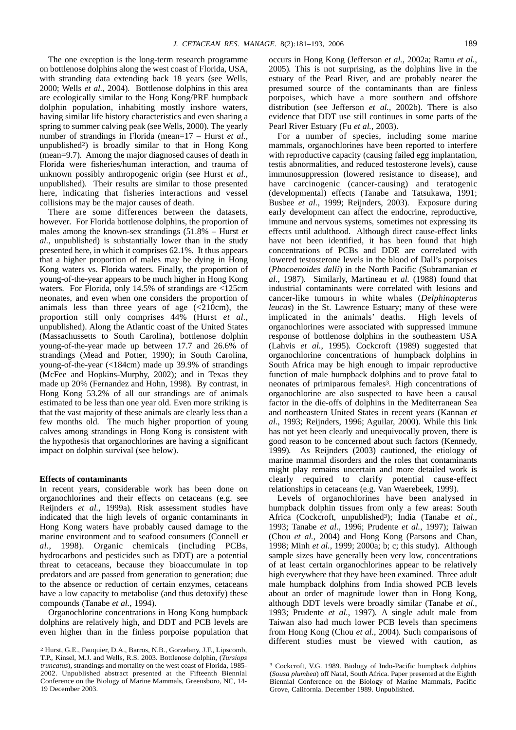The one exception is the long-term research programme on bottlenose dolphins along the west coast of Florida, USA, with stranding data extending back 18 years (see Wells, 2000; Wells *et al.*, 2004). Bottlenose dolphins in this area are ecologically similar to the Hong Kong/PRE humpback dolphin population, inhabiting mostly inshore waters, having similar life history characteristics and even sharing a spring to summer calving peak (see Wells, 2000). The yearly number of strandings in Florida (mean=17 – Hurst *et al.*, unpublished[2]) is broadly similar to that in Hong Kong (mean=9.7). Among the major diagnosed causes of death in Florida were fisheries/human interaction, and trauma of unknown possibly anthropogenic origin (see Hurst *et al.*, unpublished). Their results are similar to those presented here, indicating that fisheries interactions and vessel collisions may be the major causes of death.

There are some differences between the datasets, however. For Florida bottlenose dolphins, the proportion of males among the known-sex strandings (51.8% – Hurst *et al.*, unpublished) is substantially lower than in the study presented here, in which it comprises 62.1%. It thus appears that a higher proportion of males may be dying in Hong Kong waters vs. Florida waters. Finally, the proportion of young-of-the-year appears to be much higher in Hong Kong waters. For Florida, only 14.5% of strandings are <125cm neonates, and even when one considers the proportion of animals less than three years of age (<210cm), the proportion still only comprises 44% (Hurst *et al.*, unpublished). Along the Atlantic coast of the United States (Massachussetts to South Carolina), bottlenose dolphin young-of-the-year made up between 17.7 and 26.6% of strandings (Mead and Potter, 1990); in South Carolina, young-of-the-year (<184cm) made up 39.9% of strandings (McFee and Hopkins-Murphy, 2002); and in Texas they made up 20% (Fernandez and Hohn, 1998). By contrast, in Hong Kong 53.2% of all our strandings are of animals estimated to be less than one year old. Even more striking is that the vast majority of these animals are clearly less than a few months old. The much higher proportion of young calves among strandings in Hong Kong is consistent with the hypothesis that organochlorines are having a significant impact on dolphin survival (see below).

**Effects of contaminants**

In recent years, considerable work has been done on organochlorines and their effects on cetaceans (e.g. see Reijnders *et al.*, 1999a). Risk assessment studies have indicated that the high levels of organic contaminants in Hong Kong waters have probably caused damage to the marine environment and to seafood consumers (Connell *et al.*, 1998). Organic chemicals (including PCBs, hydrocarbons and pesticides such as DDT) are a potential threat to cetaceans, because they bioaccumulate in top predators and are passed from generation to generation; due to the absence or reduction of certain enzymes, cetaceans have a low capacity to metabolise (and thus detoxify) these compounds (Tanabe *et al.*, 1994).

Organochlorine concentrations in Hong Kong humpback dolphins are relatively high, and DDT and PCB levels are even higher than in the finless porpoise population that occurs in Hong Kong (Jefferson *et al.*, 2002a; Ramu *et al.*, 2005). This is not surprising, as the dolphins live in the estuary of the Pearl River, and are probably nearer the presumed source of the contaminants than are finless porpoises, which have a more southern and offshore distribution (see Jefferson *et al.*, 2002b). There is also evidence that DDT use still continues in some parts of the Pearl River Estuary (Fu *et al.*, 2003).

For a number of species, including some marine mammals, organochlorines have been reported to interfere with reproductive capacity (causing failed egg implantation, testis abnormalities, and reduced testosterone levels), cause immunosuppression (lowered resistance to disease), and have carcinogenic (cancer-causing) and teratogenic (developmental) effects (Tanabe and Tatsukawa, 1991; Busbee *et al.*, 1999; Reijnders, 2003). Exposure during early development can affect the endocrine, reproductive, immune and nervous systems, sometimes not expressing its effects until adulthood. Although direct cause-effect links have not been identified, it has been found that high concentrations of PCBs and DDE are correlated with lowered testosterone levels in the blood of Dall's porpoises (*Phocoenoides dalli*) in the North Pacific (Subramanian *et al.*, 1987). Similarly, Martineau *et al.* (1988) found that industrial contaminants were correlated with lesions and cancer-like tumours in white whales (*Delphinapterus leucas*) in the St. Lawrence Estuary; many of these were implicated in the animals' deaths. High levels of organochlorines were associated with suppressed immune response of bottlenose dolphins in the southeastern USA (Lahvis *et al.*, 1995). Cockcroft (1989) suggested that organochlorine concentrations of humpback dolphins in South Africa may be high enough to impair reproductive function of male humpback dolphins and to prove fatal to neonates of primiparous females[3]. High concentrations of organochlorine are also suspected to have been a causal factor in the die-offs of dolphins in the Mediterranean Sea and northeastern United States in recent years (Kannan *et al.*, 1993; Reijnders, 1996; Aguilar, 2000). While this link has not yet been clearly and unequivocally proven, there is good reason to be concerned about such factors (Kennedy, 1999). As Reijnders (2003) cautioned, the etiology of marine mammal disorders and the roles that contaminants might play remains uncertain and more detailed work is clearly required to clarify potential cause-effect relationships in cetaceans (e.g. Van Waerebeek, 1999).

Levels of organochlorines have been analysed in humpback dolphin tissues from only a few areas: South Africa (Cockcroft, unpublished[3]); India (Tanabe *et al.*, 1993; Tanabe *et al.*, 1996; Prudente *et al.*, 1997); Taiwan (Chou *et al.*, 2004) and Hong Kong (Parsons and Chan, 1998; Minh *et al.*, 1999; 2000a; b; c; this study). Although sample sizes have generally been very low, concentrations of at least certain organochlorines appear to be relatively high everywhere that they have been examined. Three adult male humpback dolphins from India showed PCB levels about an order of magnitude lower than in Hong Kong, although DDT levels were broadly similar (Tanabe *et al.*, 1993; Prudente *et al.*, 1997). A single adult male from Taiwan also had much lower PCB levels than specimens from Hong Kong (Chou *et al.*, 2004). Such comparisons of different studies must be viewed with caution, as

[2] Hurst, G.E., Fauquier, D.A., Barros, N.B., Gorzelany, J.F., Lipscomb, T.P., Kinsel, M.J. and Wells, R.S. 2003. Bottlenose dolphin, (*Tursiops truncatus*), strandings and mortality on the west coast of Florida, 1985-2002. Unpublished abstract presented at the Fifteenth Biennial Conference on the Biology of Marine Mammals, Greensboro, NC, 14-19 December 2003.

[3] Cockcroft, V.G. 1989. Biology of Indo-Pacific humpback dolphins (*Sousa plumbea*) off Natal, South Africa. Paper presented at the Eighth Biennial Conference on the Biology of Marine Mammals, Pacific Grove, California. December 1989. Unpublished.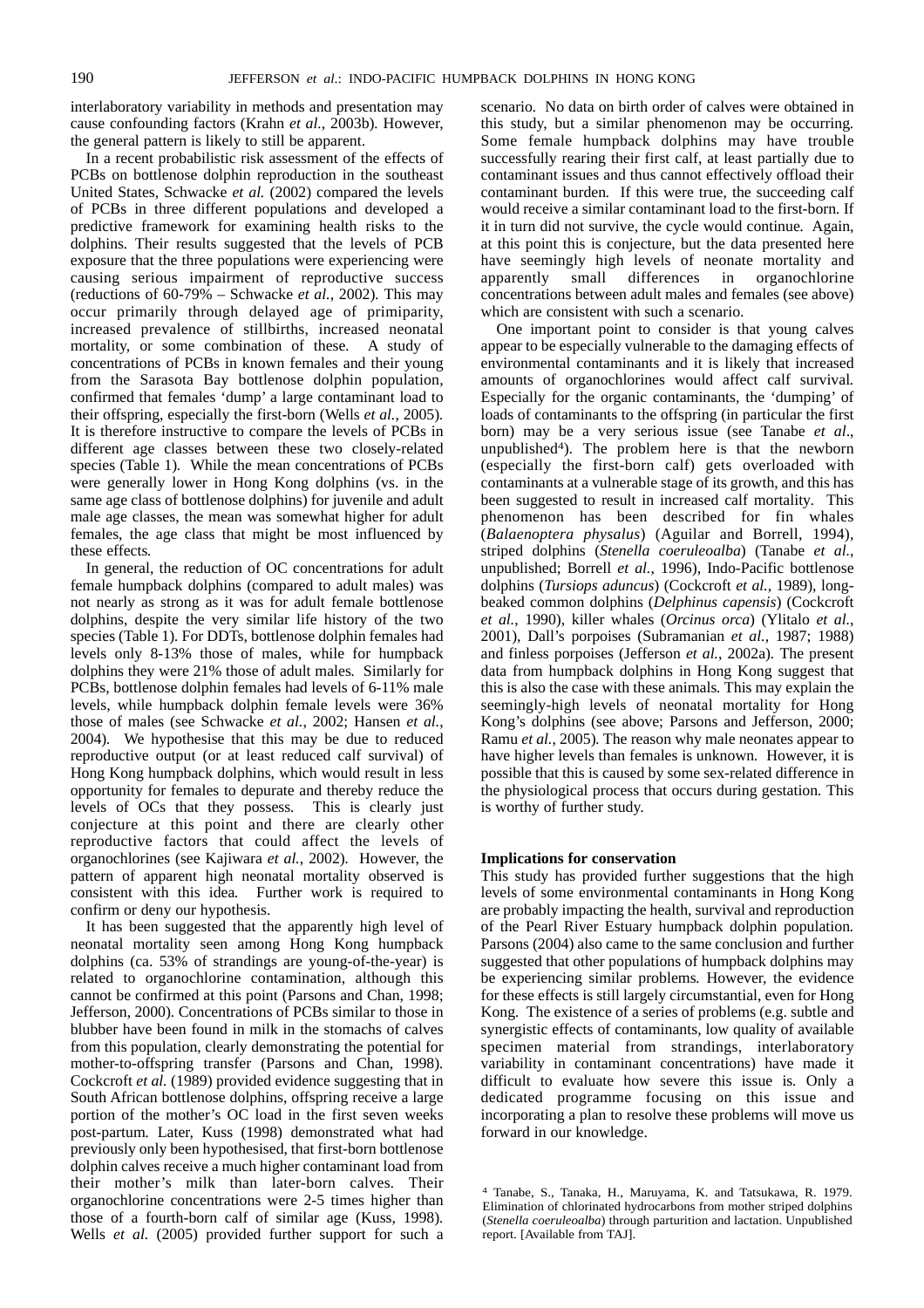interlaboratory variability in methods and presentation may cause confounding factors (Krahn *et al*., 2003b). However, the general pattern is likely to still be apparent.

In a recent probabilistic risk assessment of the effects of PCBs on bottlenose dolphin reproduction in the southeast United States, Schwacke *et al.* (2002) compared the levels of PCBs in three different populations and developed a predictive framework for examining health risks to the dolphins. Their results suggested that the levels of PCB exposure that the three populations were experiencing were causing serious impairment of reproductive success (reductions of 60-79% – Schwacke *et al.*, 2002). This may occur primarily through delayed age of primiparity, increased prevalence of stillbirths, increased neonatal mortality, or some combination of these. A study of concentrations of PCBs in known females and their young from the Sarasota Bay bottlenose dolphin population, confirmed that females 'dump' a large contaminant load to their offspring, especially the first-born (Wells *et al.*, 2005). It is therefore instructive to compare the levels of PCBs in different age classes between these two closely-related species (Table 1). While the mean concentrations of PCBs were generally lower in Hong Kong dolphins (vs. in the same age class of bottlenose dolphins) for juvenile and adult male age classes, the mean was somewhat higher for adult females, the age class that might be most influenced by these effects.

In general, the reduction of OC concentrations for adult female humpback dolphins (compared to adult males) was not nearly as strong as it was for adult female bottlenose dolphins, despite the very similar life history of the two species (Table 1). For DDTs, bottlenose dolphin females had levels only 8-13% those of males, while for humpback dolphins they were 21% those of adult males. Similarly for PCBs, bottlenose dolphin females had levels of 6-11% male levels, while humpback dolphin female levels were 36% those of males (see Schwacke *et al.*, 2002; Hansen *et al.*, 2004). We hypothesise that this may be due to reduced reproductive output (or at least reduced calf survival) of Hong Kong humpback dolphins, which would result in less opportunity for females to depurate and thereby reduce the levels of OCs that they possess. This is clearly just conjecture at this point and there are clearly other reproductive factors that could affect the levels of organochlorines (see Kajiwara *et al.*, 2002). However, the pattern of apparent high neonatal mortality observed is consistent with this idea. Further work is required to confirm or deny our hypothesis.

It has been suggested that the apparently high level of neonatal mortality seen among Hong Kong humpback dolphins (ca. 53% of strandings are young-of-the-year) is related to organochlorine contamination, although this cannot be confirmed at this point (Parsons and Chan, 1998; Jefferson, 2000). Concentrations of PCBs similar to those in blubber have been found in milk in the stomachs of calves from this population, clearly demonstrating the potential for mother-to-offspring transfer (Parsons and Chan, 1998). Cockcroft *et al.* (1989) provided evidence suggesting that in South African bottlenose dolphins, offspring receive a large portion of the mother's OC load in the first seven weeks post-partum. Later, Kuss (1998) demonstrated what had previously only been hypothesised, that first-born bottlenose dolphin calves receive a much higher contaminant load from their mother's milk than later-born calves. Their organochlorine concentrations were 2-5 times higher than those of a fourth-born calf of similar age (Kuss, 1998). Wells *et al.* (2005) provided further support for such a scenario. No data on birth order of calves were obtained in this study, but a similar phenomenon may be occurring. Some female humpback dolphins may have trouble successfully rearing their first calf, at least partially due to contaminant issues and thus cannot effectively offload their contaminant burden. If this were true, the succeeding calf would receive a similar contaminant load to the first-born. If it in turn did not survive, the cycle would continue. Again, at this point this is conjecture, but the data presented here have seemingly high levels of neonate mortality and apparently small differences in organochlorine concentrations between adult males and females (see above) which are consistent with such a scenario.

One important point to consider is that young calves appear to be especially vulnerable to the damaging effects of environmental contaminants and it is likely that increased amounts of organochlorines would affect calf survival. Especially for the organic contaminants, the 'dumping' of loads of contaminants to the offspring (in particular the first born) may be a very serious issue (see Tanabe *et al*., unpublished[4]). The problem here is that the newborn (especially the first-born calf) gets overloaded with contaminants at a vulnerable stage of its growth, and this has been suggested to result in increased calf mortality. This phenomenon has been described for fin whales (*Balaenoptera physalus*) (Aguilar and Borrell, 1994), striped dolphins (*Stenella coeruleoalba*) (Tanabe *et al.*, unpublished; Borrell *et al.*, 1996), Indo-Pacific bottlenose dolphins (*Tursiops aduncus*) (Cockcroft *et al.*, 1989), long-beaked common dolphins (*Delphinus capensis*) (Cockcroft *et al.*, 1990), killer whales (*Orcinus orca*) (Ylitalo *et al.*, 2001), Dall's porpoises (Subramanian *et al.*, 1987; 1988) and finless porpoises (Jefferson *et al.*, 2002a). The present data from humpback dolphins in Hong Kong suggest that this is also the case with these animals. This may explain the seemingly-high levels of neonatal mortality for Hong Kong's dolphins (see above; Parsons and Jefferson, 2000; Ramu *et al.*, 2005). The reason why male neonates appear to have higher levels than females is unknown. However, it is possible that this is caused by some sex-related difference in the physiological process that occurs during gestation. This is worthy of further study.

### Implications for conservation

This study has provided further suggestions that the high levels of some environmental contaminants in Hong Kong are probably impacting the health, survival and reproduction of the Pearl River Estuary humpback dolphin population. Parsons (2004) also came to the same conclusion and further suggested that other populations of humpback dolphins may be experiencing similar problems. However, the evidence for these effects is still largely circumstantial, even for Hong Kong. The existence of a series of problems (e.g. subtle and synergistic effects of contaminants, low quality of available specimen material from strandings, interlaboratory variability in contaminant concentrations) have made it difficult to evaluate how severe this issue is. Only a dedicated programme focusing on this issue and incorporating a plan to resolve these problems will move us forward in our knowledge.

---

[4] Tanabe, S., Tanaka, H., Maruyama, K. and Tatsukawa, R. 1979. Elimination of chlorinated hydrocarbons from mother striped dolphins (*Stenella coeruleoalba*) through parturition and lactation. Unpublished report. [Available from TAJ].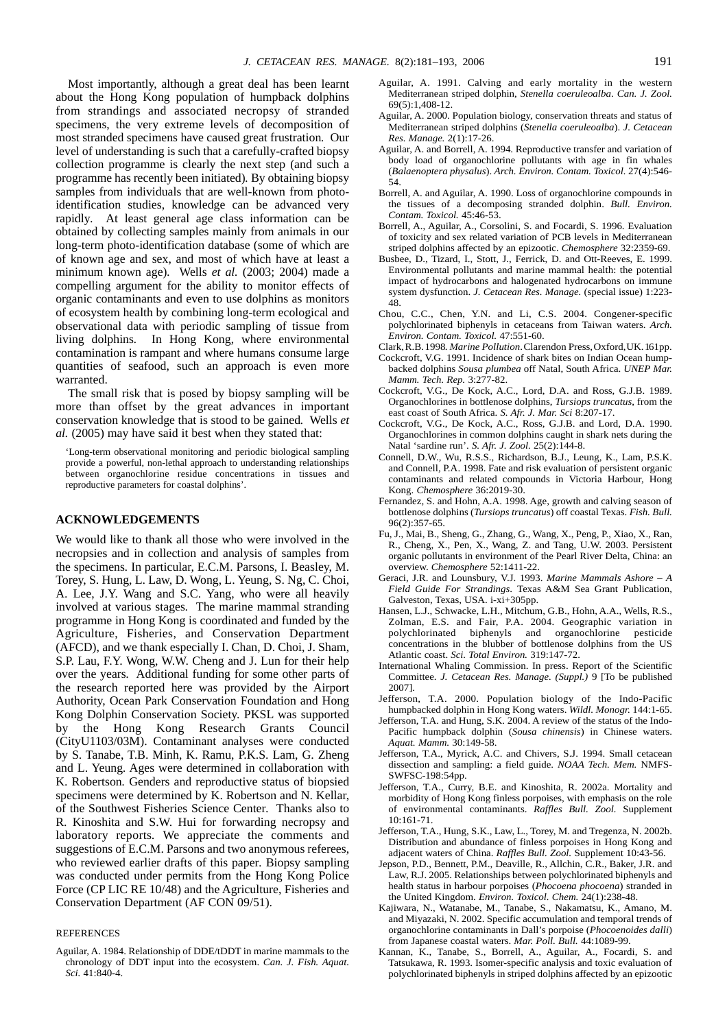Most importantly, although a great deal has been learnt about the Hong Kong population of humpback dolphins from strandings and associated necropsy of stranded specimens, the very extreme levels of decomposition of most stranded specimens have caused great frustration. Our level of understanding is such that a carefully-crafted biopsy collection programme is clearly the next step (and such a programme has recently been initiated). By obtaining biopsy samples from individuals that are well-known from photo-identification studies, knowledge can be advanced very rapidly. At least general age class information can be obtained by collecting samples mainly from animals in our long-term photo-identification database (some of which are of known age and sex, and most of which have at least a minimum known age). Wells *et al.* (2003; 2004) made a compelling argument for the ability to monitor effects of organic contaminants and even to use dolphins as monitors of ecosystem health by combining long-term ecological and observational data with periodic sampling of tissue from living dolphins. In Hong Kong, where environmental contamination is rampant and where humans consume large quantities of seafood, such an approach is even more warranted.

The small risk that is posed by biopsy sampling will be more than offset by the great advances in important conservation knowledge that is stood to be gained. Wells *et al.* (2005) may have said it best when they stated that:

> 'Long-term observational monitoring and periodic biological sampling provide a powerful, non-lethal approach to understanding relationships between organochlorine residue concentrations in tissues and reproductive parameters for coastal dolphins'.

## ACKNOWLEDGEMENTS

We would like to thank all those who were involved in the necropsies and in collection and analysis of samples from the specimens. In particular, E.C.M. Parsons, I. Beasley, M. Torey, S. Hung, L. Law, D. Wong, L. Yeung, S. Ng, C. Choi, A. Lee, J.Y. Wang and S.C. Yang, who were all heavily involved at various stages. The marine mammal stranding programme in Hong Kong is coordinated and funded by the Agriculture, Fisheries, and Conservation Department (AFCD), and we thank especially I. Chan, D. Choi, J. Sham, S.P. Lau, F.Y. Wong, W.W. Cheng and J. Lun for their help over the years. Additional funding for some other parts of the research reported here was provided by the Airport Authority, Ocean Park Conservation Foundation and Hong Kong Dolphin Conservation Society. PKSL was supported by the Hong Kong Research Grants Council (CityU1103/03M). Contaminant analyses were conducted by S. Tanabe, T.B. Minh, K. Ramu, P.K.S. Lam, G. Zheng and L. Yeung. Ages were determined in collaboration with K. Robertson. Genders and reproductive status of biopsied specimens were determined by K. Robertson and N. Kellar, of the Southwest Fisheries Science Center. Thanks also to R. Kinoshita and S.W. Hui for forwarding necropsy and laboratory reports. We appreciate the comments and suggestions of E.C.M. Parsons and two anonymous referees, who reviewed earlier drafts of this paper. Biopsy sampling was conducted under permits from the Hong Kong Police Force (CP LIC RE 10/48) and the Agriculture, Fisheries and Conservation Department (AF CON 09/51).

## REFERENCES

Aguilar, A. 1984. Relationship of DDE/tDDT in marine mammals to the chronology of DDT input into the ecosystem. *Can. J. Fish. Aquat. Sci.* 41:840-4.

Aguilar, A. 1991. Calving and early mortality in the western Mediterranean striped dolphin, *Stenella coeruleoalba*. *Can. J. Zool.* 69(5):1,408-12.

Aguilar, A. 2000. Population biology, conservation threats and status of Mediterranean striped dolphins (*Stenella coeruleoalba*). *J. Cetacean Res. Manage.* 2(1):17-26.

Aguilar, A. and Borrell, A. 1994. Reproductive transfer and variation of body load of organochlorine pollutants with age in fin whales (*Balaenoptera physalus*). *Arch. Environ. Contam. Toxicol.* 27(4):546-54.

Borrell, A. and Aguilar, A. 1990. Loss of organochlorine compounds in the tissues of a decomposing stranded dolphin. *Bull. Environ. Contam. Toxicol.* 45:46-53.

Borrell, A., Aguilar, A., Corsolini, S. and Focardi, S. 1996. Evaluation of toxicity and sex related variation of PCB levels in Mediterranean striped dolphins affected by an epizootic. *Chemosphere* 32:2359-69.

Busbee, D., Tizard, I., Stott, J., Ferrick, D. and Ott-Reeves, E. 1999. Environmental pollutants and marine mammal health: the potential impact of hydrocarbons and halogenated hydrocarbons on immune system dysfunction. *J. Cetacean Res. Manage.* (special issue) 1:223-48.

Chou, C.C., Chen, Y.N. and Li, C.S. 2004. Congener-specific polychlorinated biphenyls in cetaceans from Taiwan waters. *Arch. Environ. Contam. Toxicol.* 47:551-60.

Clark, R.B. 1998. *Marine Pollution*. Clarendon Press, Oxford, UK. 161pp.

Cockcroft, V.G. 1991. Incidence of shark bites on Indian Ocean humpbacked dolphins *Sousa plumbea* off Natal, South Africa. *UNEP Mar. Mamm. Tech. Rep.* 3:277-82.

Cockcroft, V.G., De Kock, A.C., Lord, D.A. and Ross, G.J.B. 1989. Organochlorines in bottlenose dolphins, *Tursiops truncatus*, from the east coast of South Africa. *S. Afr. J. Mar. Sci* 8:207-17.

Cockcroft, V.G., De Kock, A.C., Ross, G.J.B. and Lord, D.A. 1990. Organochlorines in common dolphins caught in shark nets during the Natal 'sardine run'. *S. Afr. J. Zool.* 25(2):144-8.

Connell, D.W., Wu, R.S.S., Richardson, B.J., Leung, K., Lam, P.S.K. and Connell, P.A. 1998. Fate and risk evaluation of persistent organic contaminants and related compounds in Victoria Harbour, Hong Kong. *Chemosphere* 36:2019-30.

Fernandez, S. and Hohn, A.A. 1998. Age, growth and calving season of bottlenose dolphins (*Tursiops truncatus*) off coastal Texas. *Fish. Bull.* 96(2):357-65.

Fu, J., Mai, B., Sheng, G., Zhang, G., Wang, X., Peng, P., Xiao, X., Ran, R., Cheng, X., Pen, X., Wang, Z. and Tang, U.W. 2003. Persistent organic pollutants in environment of the Pearl River Delta, China: an overview. *Chemosphere* 52:1411-22.

Geraci, J.R. and Lounsbury, V.J. 1993. *Marine Mammals Ashore – A Field Guide For Strandings*. Texas A&M Sea Grant Publication, Galveston, Texas, USA. i-xi+305pp.

Hansen, L.J., Schwacke, L.H., Mitchum, G.B., Hohn, A.A., Wells, R.S., Zolman, E.S. and Fair, P.A. 2004. Geographic variation in polychlorinated biphenyls and organochlorine pesticide concentrations in the blubber of bottlenose dolphins from the US Atlantic coast. *Sci. Total Environ.* 319:147-72.

International Whaling Commission. In press. Report of the Scientific Committee. *J. Cetacean Res. Manage. (Suppl.)* 9 [To be published 2007].

Jefferson, T.A. 2000. Population biology of the Indo-Pacific humpbacked dolphin in Hong Kong waters. *Wildl. Monogr.* 144:1-65.

Jefferson, T.A. and Hung, S.K. 2004. A review of the status of the Indo-Pacific humpback dolphin (*Sousa chinensis*) in Chinese waters. *Aquat. Mamm.* 30:149-58.

Jefferson, T.A., Myrick, A.C. and Chivers, S.J. 1994. Small cetacean dissection and sampling: a field guide. *NOAA Tech. Mem.* NMFS-SWFSC-198:54pp.

Jefferson, T.A., Curry, B.E. and Kinoshita, R. 2002a. Mortality and morbidity of Hong Kong finless porpoises, with emphasis on the role of environmental contaminants. *Raffles Bull. Zool.* Supplement 10:161-71.

Jefferson, T.A., Hung, S.K., Law, L., Torey, M. and Tregenza, N. 2002b. Distribution and abundance of finless porpoises in Hong Kong and adjacent waters of China. *Raffles Bull. Zool.* Supplement 10:43-56.

Jepson, P.D., Bennett, P.M., Deaville, R., Allchin, C.R., Baker, J.R. and Law, R.J. 2005. Relationships between polychlorinated biphenyls and health status in harbour porpoises (*Phocoena phocoena*) stranded in the United Kingdom. *Environ. Toxicol. Chem.* 24(1):238-48.

Kajiwara, N., Watanabe, M., Tanabe, S., Nakamatsu, K., Amano, M. and Miyazaki, N. 2002. Specific accumulation and temporal trends of organochlorine contaminants in Dall's porpoise (*Phocoenoides dalli*) from Japanese coastal waters. *Mar. Poll. Bull.* 44:1089-99.

Kannan, K., Tanabe, S., Borrell, A., Aguilar, A., Focardi, S. and Tatsukawa, R. 1993. Isomer-specific analysis and toxic evaluation of polychlorinated biphenyls in striped dolphins affected by an epizootic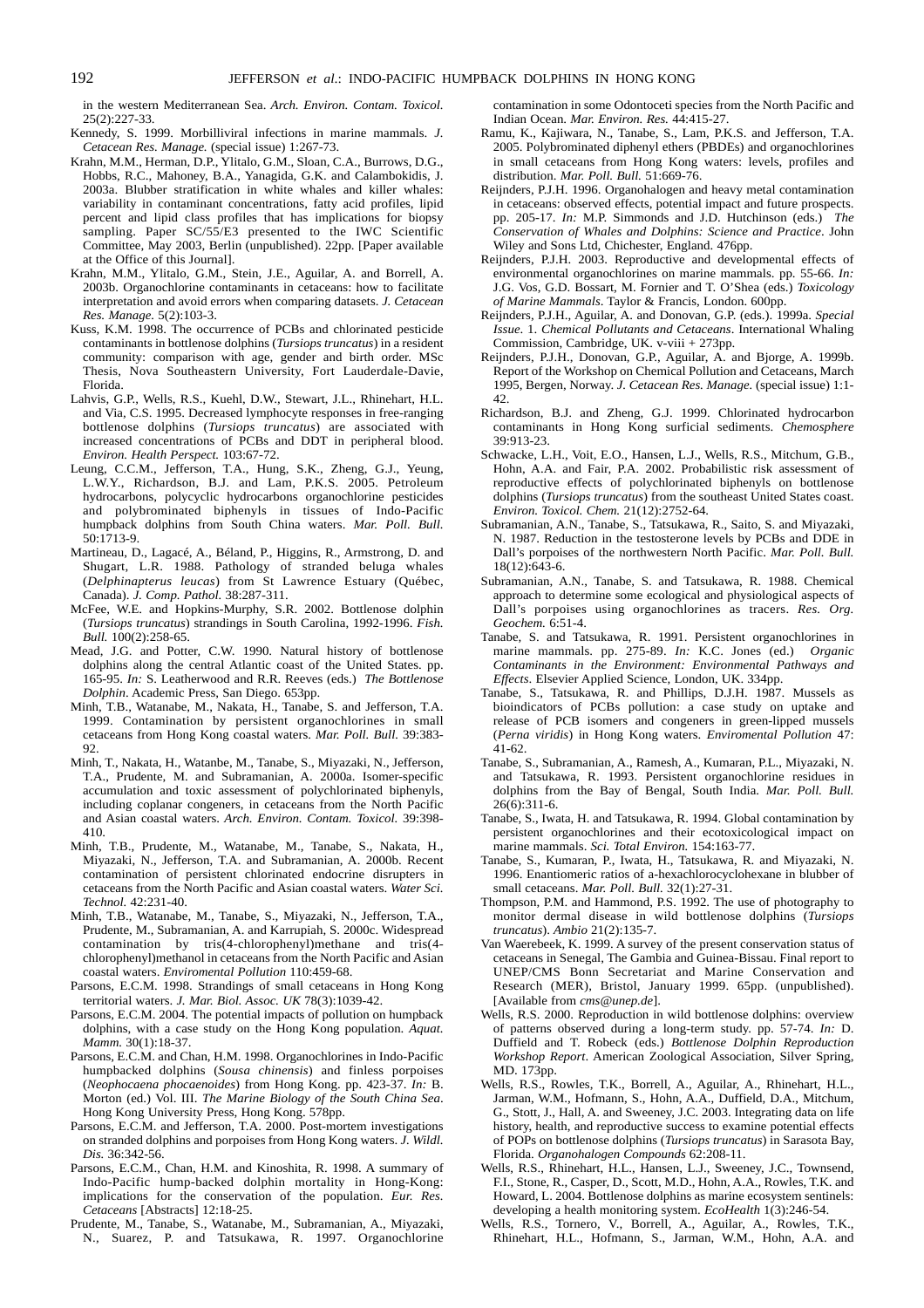in the western Mediterranean Sea. *Arch. Environ. Contam. Toxicol.* 25(2):227-33.

Kennedy, S. 1999. Morbilliviral infections in marine mammals. *J. Cetacean Res. Manage.* (special issue) 1:267-73.

Krahn, M.M., Herman, D.P., Ylitalo, G.M., Sloan, C.A., Burrows, D.G., Hobbs, R.C., Mahoney, B.A., Yanagida, G.K. and Calambokidis, J. 2003a. Blubber stratification in white whales and killer whales: variability in contaminant concentrations, fatty acid profiles, lipid percent and lipid class profiles that has implications for biopsy sampling. Paper SC/55/E3 presented to the IWC Scientific Committee, May 2003, Berlin (unpublished). 22pp. [Paper available at the Office of this Journal].

Krahn, M.M., Ylitalo, G.M., Stein, J.E., Aguilar, A. and Borrell, A. 2003b. Organochlorine contaminants in cetaceans: how to facilitate interpretation and avoid errors when comparing datasets. *J. Cetacean Res. Manage.* 5(2):103-3.

Kuss, K.M. 1998. The occurrence of PCBs and chlorinated pesticide contaminants in bottlenose dolphins (*Tursiops truncatus*) in a resident community: comparison with age, gender and birth order. MSc Thesis, Nova Southeastern University, Fort Lauderdale-Davie, Florida.

Lahvis, G.P., Wells, R.S., Kuehl, D.W., Stewart, J.L., Rhinehart, H.L. and Via, C.S. 1995. Decreased lymphocyte responses in free-ranging bottlenose dolphins (*Tursiops truncatus*) are associated with increased concentrations of PCBs and DDT in peripheral blood. *Environ. Health Perspect.* 103:67-72.

Leung, C.C.M., Jefferson, T.A., Hung, S.K., Zheng, G.J., Yeung, L.W.Y., Richardson, B.J. and Lam, P.K.S. 2005. Petroleum hydrocarbons, polycyclic hydrocarbons organochlorine pesticides and polybrominated biphenyls in tissues of Indo-Pacific humpback dolphins from South China waters. *Mar. Poll. Bull.* 50:1713-9.

Martineau, D., Lagacé, A., Béland, P., Higgins, R., Armstrong, D. and Shugart, L.R. 1988. Pathology of stranded beluga whales (*Delphinapterus leucas*) from St Lawrence Estuary (Québec, Canada). *J. Comp. Pathol.* 38:287-311.

McFee, W.E. and Hopkins-Murphy, S.R. 2002. Bottlenose dolphin (*Tursiops truncatus*) strandings in South Carolina, 1992-1996. *Fish. Bull.* 100(2):258-65.

Mead, J.G. and Potter, C.W. 1990. Natural history of bottlenose dolphins along the central Atlantic coast of the United States. pp. 165-95. *In:* S. Leatherwood and R.R. Reeves (eds.) *The Bottlenose Dolphin*. Academic Press, San Diego. 653pp.

Minh, T.B., Watanabe, M., Nakata, H., Tanabe, S. and Jefferson, T.A. 1999. Contamination by persistent organochlorines in small cetaceans from Hong Kong coastal waters. *Mar. Poll. Bull.* 39:383-92.

Minh, T., Nakata, H., Watanbe, M., Tanabe, S., Miyazaki, N., Jefferson, T.A., Prudente, M. and Subramanian, A. 2000a. Isomer-specific accumulation and toxic assessment of polychlorinated biphenyls, including coplanar congeners, in cetaceans from the North Pacific and Asian coastal waters. *Arch. Environ. Contam. Toxicol.* 39:398-410.

Minh, T.B., Prudente, M., Watanabe, M., Tanabe, S., Nakata, H., Miyazaki, N., Jefferson, T.A. and Subramanian, A. 2000b. Recent contamination of persistent chlorinated endocrine disrupters in cetaceans from the North Pacific and Asian coastal waters. *Water Sci. Technol.* 42:231-40.

Minh, T.B., Watanabe, M., Tanabe, S., Miyazaki, N., Jefferson, T.A., Prudente, M., Subramanian, A. and Karrupiah, S. 2000c. Widespread contamination by tris(4-chlorophenyl)methane and tris(4-chlorophenyl)methanol in cetaceans from the North Pacific and Asian coastal waters. *Enviromental Pollution* 110:459-68.

Parsons, E.C.M. 1998. Strandings of small cetaceans in Hong Kong territorial waters. *J. Mar. Biol. Assoc. UK* 78(3):1039-42.

Parsons, E.C.M. 2004. The potential impacts of pollution on humpback dolphins, with a case study on the Hong Kong population. *Aquat. Mamm.* 30(1):18-37.

Parsons, E.C.M. and Chan, H.M. 1998. Organochlorines in Indo-Pacific humpbacked dolphins (*Sousa chinensis*) and finless porpoises (*Neophocaena phocaenoides*) from Hong Kong. pp. 423-37. *In:* B. Morton (ed.) Vol. III. *The Marine Biology of the South China Sea*. Hong Kong University Press, Hong Kong. 578pp.

Parsons, E.C.M. and Jefferson, T.A. 2000. Post-mortem investigations on stranded dolphins and porpoises from Hong Kong waters. *J. Wildl. Dis.* 36:342-56.

Parsons, E.C.M., Chan, H.M. and Kinoshita, R. 1998. A summary of Indo-Pacific hump-backed dolphin mortality in Hong-Kong: implications for the conservation of the population. *Eur. Res. Cetaceans* [Abstracts] 12:18-25.

Prudente, M., Tanabe, S., Watanabe, M., Subramanian, A., Miyazaki, N., Suarez, P. and Tatsukawa, R. 1997. Organochlorine contamination in some Odontoceti species from the North Pacific and Indian Ocean. *Mar. Environ. Res.* 44:415-27.

Ramu, K., Kajiwara, N., Tanabe, S., Lam, P.K.S. and Jefferson, T.A. 2005. Polybrominated diphenyl ethers (PBDEs) and organochlorines in small cetaceans from Hong Kong waters: levels, profiles and distribution. *Mar. Poll. Bull.* 51:669-76.

Reijnders, P.J.H. 1996. Organohalogen and heavy metal contamination in cetaceans: observed effects, potential impact and future prospects. pp. 205-17. *In:* M.P. Simmonds and J.D. Hutchinson (eds.) *The Conservation of Whales and Dolphins: Science and Practice*. John Wiley and Sons Ltd, Chichester, England. 476pp.

Reijnders, P.J.H. 2003. Reproductive and developmental effects of environmental organochlorines on marine mammals. pp. 55-66. *In:* J.G. Vos, G.D. Bossart, M. Fornier and T. O'Shea (eds.) *Toxicology of Marine Mammals*. Taylor & Francis, London. 600pp.

Reijnders, P.J.H., Aguilar, A. and Donovan, G.P. (eds.). 1999a. *Special Issue.* 1. *Chemical Pollutants and Cetaceans*. International Whaling Commission, Cambridge, UK. v-viii + 273pp.

Reijnders, P.J.H., Donovan, G.P., Aguilar, A. and Bjorge, A. 1999b. Report of the Workshop on Chemical Pollution and Cetaceans, March 1995, Bergen, Norway. *J. Cetacean Res. Manage.* (special issue) 1:1-42.

Richardson, B.J. and Zheng, G.J. 1999. Chlorinated hydrocarbon contaminants in Hong Kong surficial sediments. *Chemosphere* 39:913-23.

Schwacke, L.H., Voit, E.O., Hansen, L.J., Wells, R.S., Mitchum, G.B., Hohn, A.A. and Fair, P.A. 2002. Probabilistic risk assessment of reproductive effects of polychlorinated biphenyls on bottlenose dolphins (*Tursiops truncatus*) from the southeast United States coast. *Environ. Toxicol. Chem.* 21(12):2752-64.

Subramanian, A.N., Tanabe, S., Tatsukawa, R., Saito, S. and Miyazaki, N. 1987. Reduction in the testosterone levels by PCBs and DDE in Dall's porpoises of the northwestern North Pacific. *Mar. Poll. Bull.* 18(12):643-6.

Subramanian, A.N., Tanabe, S. and Tatsukawa, R. 1988. Chemical approach to determine some ecological and physiological aspects of Dall's porpoises using organochlorines as tracers. *Res. Org. Geochem.* 6:51-4.

Tanabe, S. and Tatsukawa, R. 1991. Persistent organochlorines in marine mammals. pp. 275-89. *In:* K.C. Jones (ed.) *Organic Contaminants in the Environment: Environmental Pathways and Effects*. Elsevier Applied Science, London, UK. 334pp.

Tanabe, S., Tatsukawa, R. and Phillips, D.J.H. 1987. Mussels as bioindicators of PCBs pollution: a case study on uptake and release of PCB isomers and congeners in green-lipped mussels (*Perna viridis*) in Hong Kong waters. *Enviromental Pollution* 47: 41-62.

Tanabe, S., Subramanian, A., Ramesh, A., Kumaran, P.L., Miyazaki, N. and Tatsukawa, R. 1993. Persistent organochlorine residues in dolphins from the Bay of Bengal, South India. *Mar. Poll. Bull.* 26(6):311-6.

Tanabe, S., Iwata, H. and Tatsukawa, R. 1994. Global contamination by persistent organochlorines and their ecotoxicological impact on marine mammals. *Sci. Total Environ.* 154:163-77.

Tanabe, S., Kumaran, P., Iwata, H., Tatsukawa, R. and Miyazaki, N. 1996. Enantiomeric ratios of a-hexachlorocyclohexane in blubber of small cetaceans. *Mar. Poll. Bull.* 32(1):27-31.

Thompson, P.M. and Hammond, P.S. 1992. The use of photography to monitor dermal disease in wild bottlenose dolphins (*Tursiops truncatus*). *Ambio* 21(2):135-7.

Van Waerebeek, K. 1999. A survey of the present conservation status of cetaceans in Senegal, The Gambia and Guinea-Bissau. Final report to UNEP/CMS Bonn Secretariat and Marine Conservation and Research (MER), Bristol, January 1999. 65pp. (unpublished). [Available from *cms@unep.de*].

Wells, R.S. 2000. Reproduction in wild bottlenose dolphins: overview of patterns observed during a long-term study. pp. 57-74. *In:* D. Duffield and T. Robeck (eds.) *Bottlenose Dolphin Reproduction Workshop Report*. American Zoological Association, Silver Spring, MD. 173pp.

Wells, R.S., Rowles, T.K., Borrell, A., Aguilar, A., Rhinehart, H.L., Jarman, W.M., Hofmann, S., Hohn, A.A., Duffield, D.A., Mitchum, G., Stott, J., Hall, A. and Sweeney, J.C. 2003. Integrating data on life history, health, and reproductive success to examine potential effects of POPs on bottlenose dolphins (*Tursiops truncatus*) in Sarasota Bay, Florida. *Organohalogen Compounds* 62:208-11.

Wells, R.S., Rhinehart, H.L., Hansen, L.J., Sweeney, J.C., Townsend, F.I., Stone, R., Casper, D., Scott, M.D., Hohn, A.A., Rowles, T.K. and Howard, L. 2004. Bottlenose dolphins as marine ecosystem sentinels: developing a health monitoring system. *EcoHealth* 1(3):246-54.

Wells, R.S., Tornero, V., Borrell, A., Aguilar, A., Rowles, T.K., Rhinehart, H.L., Hofmann, S., Jarman, W.M., Hohn, A.A. and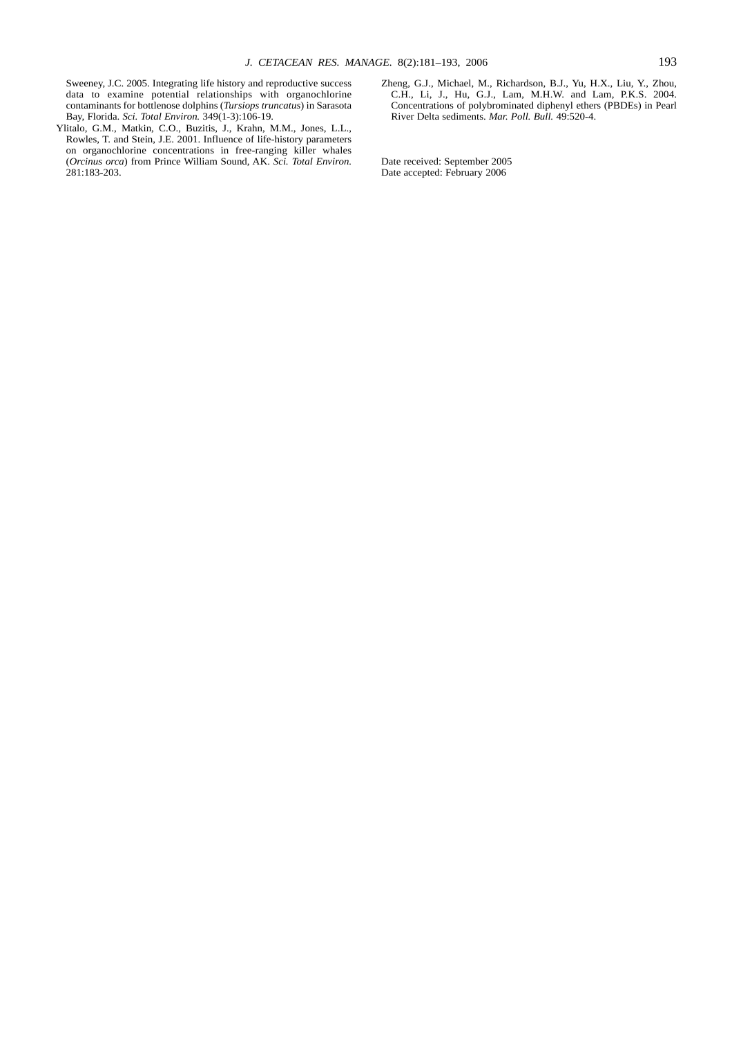Sweeney, J.C. 2005. Integrating life history and reproductive success data to examine potential relationships with organochlorine contaminants for bottlenose dolphins (*Tursiops truncatus*) in Sarasota Bay, Florida. *Sci. Total Environ.* 349(1-3):106-19.

Ylitalo, G.M., Matkin, C.O., Buzitis, J., Krahn, M.M., Jones, L.L., Rowles, T. and Stein, J.E. 2001. Influence of life-history parameters on organochlorine concentrations in free-ranging killer whales (*Orcinus orca*) from Prince William Sound, AK. *Sci. Total Environ.* 281:183-203.

Zheng, G.J., Michael, M., Richardson, B.J., Yu, H.X., Liu, Y., Zhou, C.H., Li, J., Hu, G.J., Lam, M.H.W. and Lam, P.K.S. 2004. Concentrations of polybrominated diphenyl ethers (PBDEs) in Pearl River Delta sediments. *Mar. Poll. Bull.* 49:520-4.

Date received: September 2005
Date accepted: February 2006